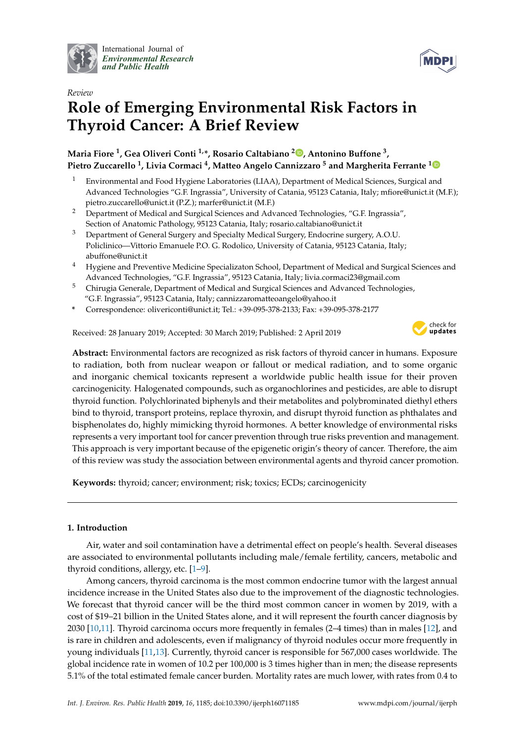*Review*

# Role of Emerging Environmental Risk Factors in Thyroid Cancer: A Brief Review

**Maria Fiore [1], Gea Oliveri Conti [1,*], Rosario Caltabiano [2], Antonino Buffone [3], Pietro Zuccarello [1], Livia Cormaci [4], Matteo Angelo Cannizzaro [5] and Margherita Ferrante [1]**

[1] Environmental and Food Hygiene Laboratories (LIAA), Department of Medical Sciences, Surgical and Advanced Technologies "G.F. Ingrassia", University of Catania, 95123 Catania, Italy; mfiore@unict.it (M.F.); pietro.zuccarello@unict.it (P.Z.); marfer@unict.it (M.F.)

[2] Department of Medical and Surgical Sciences and Advanced Technologies, "G.F. Ingrassia", Section of Anatomic Pathology, 95123 Catania, Italy; rosario.caltabiano@unict.it

[3] Department of General Surgery and Specialty Medical Surgery, Endocrine surgery, A.O.U. Policlinico—Vittorio Emanuele P.O. G. Rodolico, University of Catania, 95123 Catania, Italy; abuffone@unict.it

[4] Hygiene and Preventive Medicine Specializaton School, Department of Medical and Surgical Sciences and Advanced Technologies, "G.F. Ingrassia", 95123 Catania, Italy; livia.cormaci23@gmail.com

[5] Chirugia Generale, Department of Medical and Surgical Sciences and Advanced Technologies, "G.F. Ingrassia", 95123 Catania, Italy; cannizzaromatteoangelo@yahoo.it

\* Correspondence: olivericonti@unict.it; Tel.: +39-095-378-2133; Fax: +39-095-378-2177

Received: 28 January 2019; Accepted: 30 March 2019; Published: 2 April 2019

**Abstract:** Environmental factors are recognized as risk factors of thyroid cancer in humans. Exposure to radiation, both from nuclear weapon or fallout or medical radiation, and to some organic and inorganic chemical toxicants represent a worldwide public health issue for their proven carcinogenicity. Halogenated compounds, such as organochlorines and pesticides, are able to disrupt thyroid function. Polychlorinated biphenyls and their metabolites and polybrominated diethyl ethers bind to thyroid, transport proteins, replace thyroxin, and disrupt thyroid function as phthalates and bisphenolates do, highly mimicking thyroid hormones. A better knowledge of environmental risks represents a very important tool for cancer prevention through true risks prevention and management. This approach is very important because of the epigenetic origin's theory of cancer. Therefore, the aim of this review was study the association between environmental agents and thyroid cancer promotion.

**Keywords:** thyroid; cancer; environment; risk; toxics; ECDs; carcinogenicity

## 1. Introduction

Air, water and soil contamination have a detrimental effect on people's health. Several diseases are associated to environmental pollutants including male/female fertility, cancers, metabolic and thyroid conditions, allergy, etc. [1–9].

Among cancers, thyroid carcinoma is the most common endocrine tumor with the largest annual incidence increase in the United States also due to the improvement of the diagnostic technologies. We forecast that thyroid cancer will be the third most common cancer in women by 2019, with a cost of $19–21 billion in the United States alone, and it will represent the fourth cancer diagnosis by 2030 [10,11]. Thyroid carcinoma occurs more frequently in females (2–4 times) than in males [12], and is rare in children and adolescents, even if malignancy of thyroid nodules occur more frequently in young individuals [11,13]. Currently, thyroid cancer is responsible for 567,000 cases worldwide. The global incidence rate in women of 10.2 per 100,000 is 3 times higher than in men; the disease represents 5.1% of the total estimated female cancer burden. Mortality rates are much lower, with rates from 0.4 to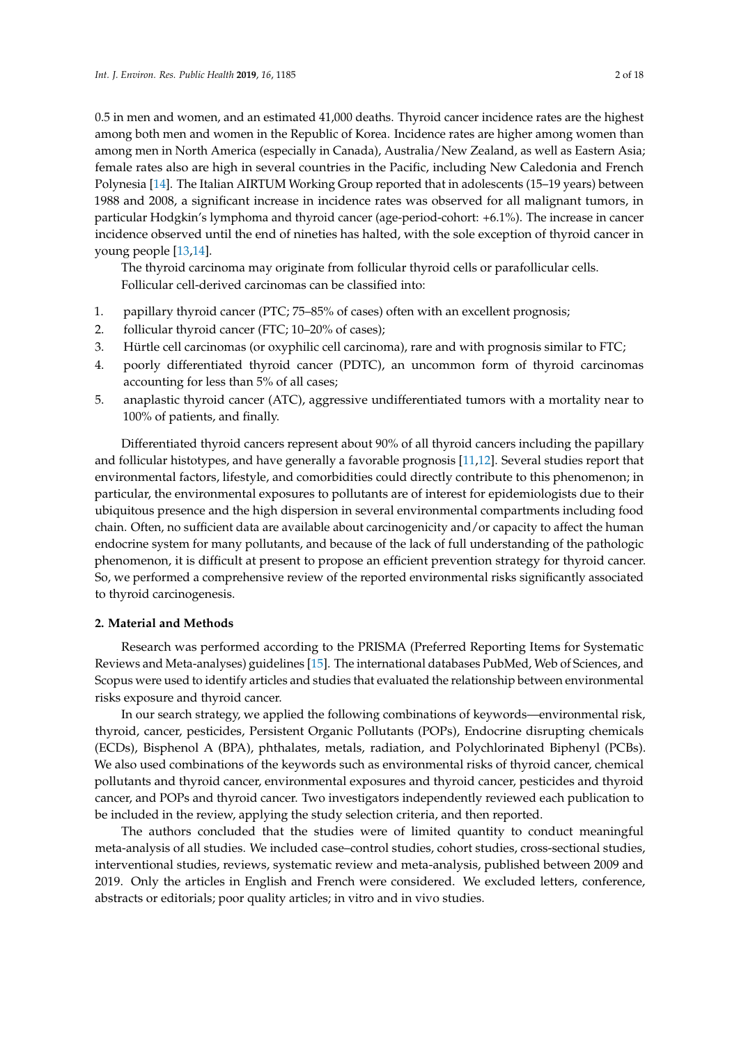0.5 in men and women, and an estimated 41,000 deaths. Thyroid cancer incidence rates are the highest among both men and women in the Republic of Korea. Incidence rates are higher among women than among men in North America (especially in Canada), Australia/New Zealand, as well as Eastern Asia; female rates also are high in several countries in the Pacific, including New Caledonia and French Polynesia [14]. The Italian AIRTUM Working Group reported that in adolescents (15–19 years) between 1988 and 2008, a significant increase in incidence rates was observed for all malignant tumors, in particular Hodgkin's lymphoma and thyroid cancer (age-period-cohort: +6.1%). The increase in cancer incidence observed until the end of nineties has halted, with the sole exception of thyroid cancer in young people [13,14].

The thyroid carcinoma may originate from follicular thyroid cells or parafollicular cells. Follicular cell-derived carcinomas can be classified into:

1. papillary thyroid cancer (PTC; 75–85% of cases) often with an excellent prognosis;
2. follicular thyroid cancer (FTC; 10–20% of cases);
3. Hürtle cell carcinomas (or oxyphilic cell carcinoma), rare and with prognosis similar to FTC;
4. poorly differentiated thyroid cancer (PDTC), an uncommon form of thyroid carcinomas accounting for less than 5% of all cases;
5. anaplastic thyroid cancer (ATC), aggressive undifferentiated tumors with a mortality near to 100% of patients, and finally.

Differentiated thyroid cancers represent about 90% of all thyroid cancers including the papillary and follicular histotypes, and have generally a favorable prognosis [11,12]. Several studies report that environmental factors, lifestyle, and comorbidities could directly contribute to this phenomenon; in particular, the environmental exposures to pollutants are of interest for epidemiologists due to their ubiquitous presence and the high dispersion in several environmental compartments including food chain. Often, no sufficient data are available about carcinogenicity and/or capacity to affect the human endocrine system for many pollutants, and because of the lack of full understanding of the pathologic phenomenon, it is difficult at present to propose an efficient prevention strategy for thyroid cancer. So, we performed a comprehensive review of the reported environmental risks significantly associated to thyroid carcinogenesis.

## 2. Material and Methods

Research was performed according to the PRISMA (Preferred Reporting Items for Systematic Reviews and Meta-analyses) guidelines [15]. The international databases PubMed, Web of Sciences, and Scopus were used to identify articles and studies that evaluated the relationship between environmental risks exposure and thyroid cancer.

In our search strategy, we applied the following combinations of keywords—environmental risk, thyroid, cancer, pesticides, Persistent Organic Pollutants (POPs), Endocrine disrupting chemicals (ECDs), Bisphenol A (BPA), phthalates, metals, radiation, and Polychlorinated Biphenyl (PCBs). We also used combinations of the keywords such as environmental risks of thyroid cancer, chemical pollutants and thyroid cancer, environmental exposures and thyroid cancer, pesticides and thyroid cancer, and POPs and thyroid cancer. Two investigators independently reviewed each publication to be included in the review, applying the study selection criteria, and then reported.

The authors concluded that the studies were of limited quantity to conduct meaningful meta-analysis of all studies. We included case–control studies, cohort studies, cross-sectional studies, interventional studies, reviews, systematic review and meta-analysis, published between 2009 and 2019. Only the articles in English and French were considered. We excluded letters, conference, abstracts or editorials; poor quality articles; in vitro and in vivo studies.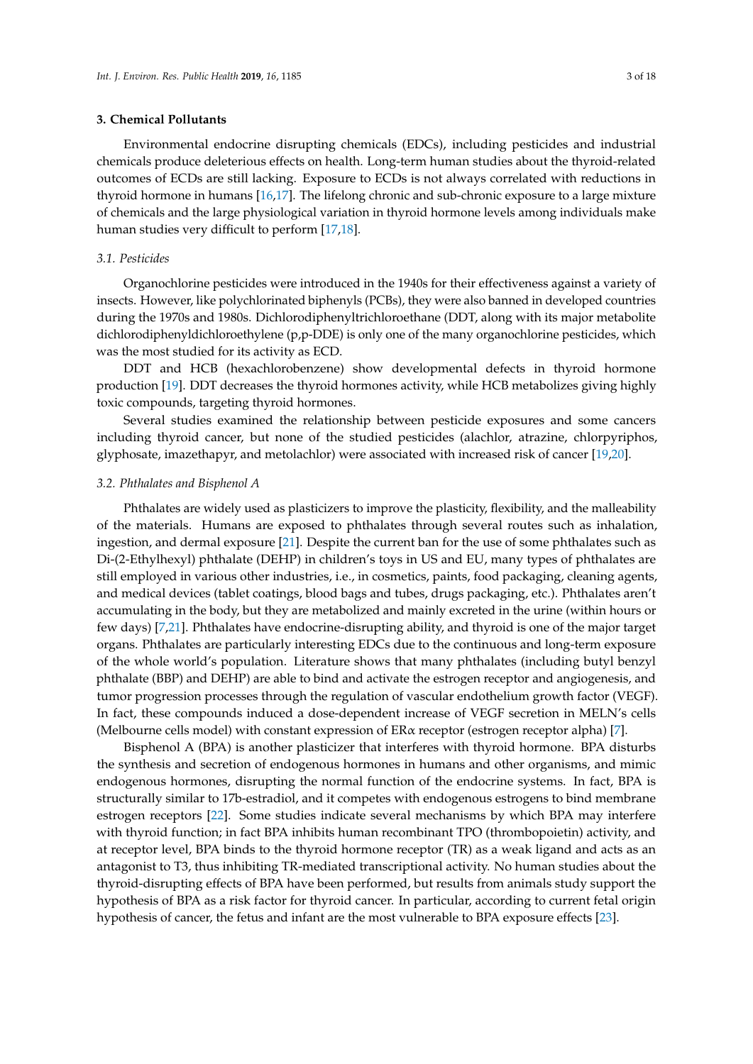## 3. Chemical Pollutants

Environmental endocrine disrupting chemicals (EDCs), including pesticides and industrial chemicals produce deleterious effects on health. Long-term human studies about the thyroid-related outcomes of ECDs are still lacking. Exposure to ECDs is not always correlated with reductions in thyroid hormone in humans [16,17]. The lifelong chronic and sub-chronic exposure to a large mixture of chemicals and the large physiological variation in thyroid hormone levels among individuals make human studies very difficult to perform [17,18].

### 3.1. Pesticides

Organochlorine pesticides were introduced in the 1940s for their effectiveness against a variety of insects. However, like polychlorinated biphenyls (PCBs), they were also banned in developed countries during the 1970s and 1980s. Dichlorodiphenyltrichloroethane (DDT, along with its major metabolite dichlorodiphenyldichloroethylene (p,p-DDE) is only one of the many organochlorine pesticides, which was the most studied for its activity as ECD.

DDT and HCB (hexachlorobenzene) show developmental defects in thyroid hormone production [19]. DDT decreases the thyroid hormones activity, while HCB metabolizes giving highly toxic compounds, targeting thyroid hormones.

Several studies examined the relationship between pesticide exposures and some cancers including thyroid cancer, but none of the studied pesticides (alachlor, atrazine, chlorpyriphos, glyphosate, imazethapyr, and metolachlor) were associated with increased risk of cancer [19,20].

### 3.2. Phthalates and Bisphenol A

Phthalates are widely used as plasticizers to improve the plasticity, flexibility, and the malleability of the materials. Humans are exposed to phthalates through several routes such as inhalation, ingestion, and dermal exposure [21]. Despite the current ban for the use of some phthalates such as Di-(2-Ethylhexyl) phthalate (DEHP) in children's toys in US and EU, many types of phthalates are still employed in various other industries, i.e., in cosmetics, paints, food packaging, cleaning agents, and medical devices (tablet coatings, blood bags and tubes, drugs packaging, etc.). Phthalates aren't accumulating in the body, but they are metabolized and mainly excreted in the urine (within hours or few days) [7,21]. Phthalates have endocrine-disrupting ability, and thyroid is one of the major target organs. Phthalates are particularly interesting EDCs due to the continuous and long-term exposure of the whole world's population. Literature shows that many phthalates (including butyl benzyl phthalate (BBP) and DEHP) are able to bind and activate the estrogen receptor and angiogenesis, and tumor progression processes through the regulation of vascular endothelium growth factor (VEGF). In fact, these compounds induced a dose-dependent increase of VEGF secretion in MELN's cells (Melbourne cells model) with constant expression of ER$\alpha$ receptor (estrogen receptor alpha) [7].

Bisphenol A (BPA) is another plasticizer that interferes with thyroid hormone. BPA disturbs the synthesis and secretion of endogenous hormones in humans and other organisms, and mimic endogenous hormones, disrupting the normal function of the endocrine systems. In fact, BPA is structurally similar to 17b-estradiol, and it competes with endogenous estrogens to bind membrane estrogen receptors [22]. Some studies indicate several mechanisms by which BPA may interfere with thyroid function; in fact BPA inhibits human recombinant TPO (thrombopoietin) activity, and at receptor level, BPA binds to the thyroid hormone receptor (TR) as a weak ligand and acts as an antagonist to T3, thus inhibiting TR-mediated transcriptional activity. No human studies about the thyroid-disrupting effects of BPA have been performed, but results from animals study support the hypothesis of BPA as a risk factor for thyroid cancer. In particular, according to current fetal origin hypothesis of cancer, the fetus and infant are the most vulnerable to BPA exposure effects [23].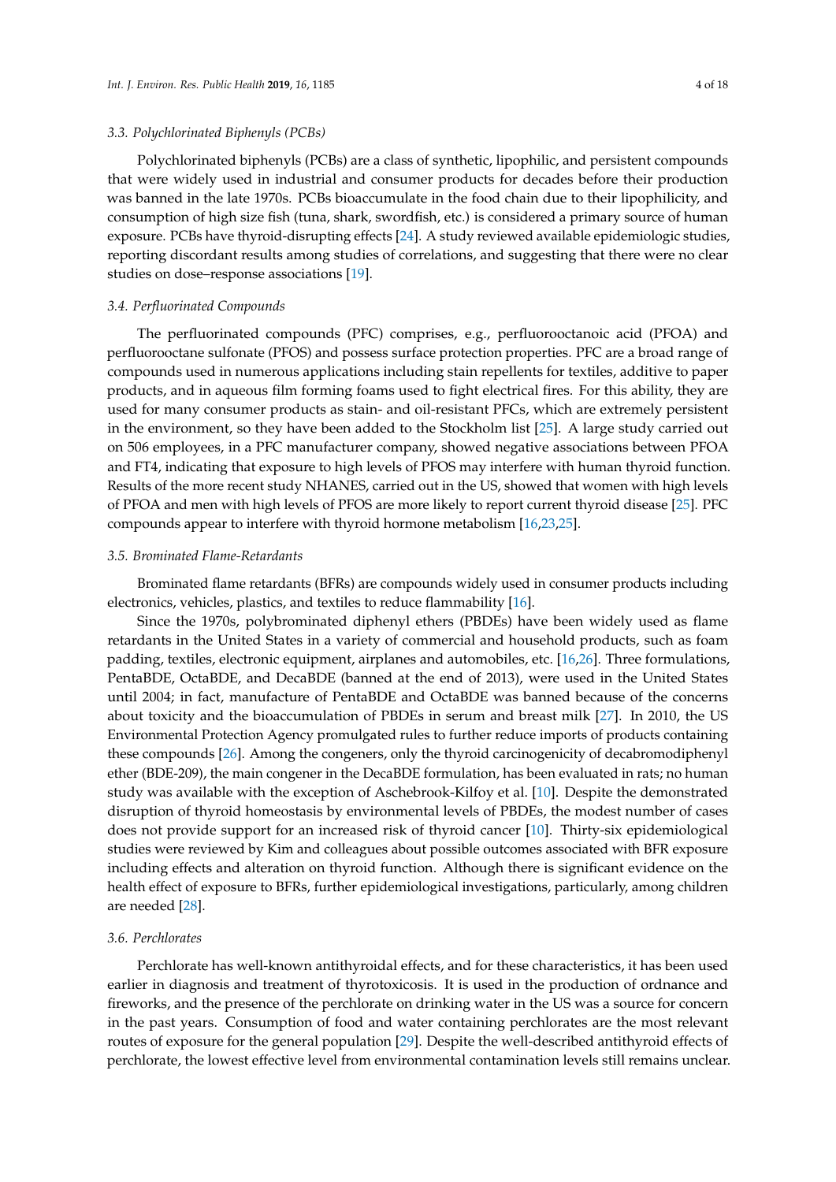### 3.3. Polychlorinated Biphenyls (PCBs)

Polychlorinated biphenyls (PCBs) are a class of synthetic, lipophilic, and persistent compounds that were widely used in industrial and consumer products for decades before their production was banned in the late 1970s. PCBs bioaccumulate in the food chain due to their lipophilicity, and consumption of high size fish (tuna, shark, swordfish, etc.) is considered a primary source of human exposure. PCBs have thyroid-disrupting effects [24]. A study reviewed available epidemiologic studies, reporting discordant results among studies of correlations, and suggesting that there were no clear studies on dose–response associations [19].

### 3.4. Perfluorinated Compounds

The perfluorinated compounds (PFC) comprises, e.g., perfluorooctanoic acid (PFOA) and perfluorooctane sulfonate (PFOS) and possess surface protection properties. PFC are a broad range of compounds used in numerous applications including stain repellents for textiles, additive to paper products, and in aqueous film forming foams used to fight electrical fires. For this ability, they are used for many consumer products as stain- and oil-resistant PFCs, which are extremely persistent in the environment, so they have been added to the Stockholm list [25]. A large study carried out on 506 employees, in a PFC manufacturer company, showed negative associations between PFOA and FT4, indicating that exposure to high levels of PFOS may interfere with human thyroid function. Results of the more recent study NHANES, carried out in the US, showed that women with high levels of PFOA and men with high levels of PFOS are more likely to report current thyroid disease [25]. PFC compounds appear to interfere with thyroid hormone metabolism [16,23,25].

### 3.5. Brominated Flame-Retardants

Brominated flame retardants (BFRs) are compounds widely used in consumer products including electronics, vehicles, plastics, and textiles to reduce flammability [16].

Since the 1970s, polybrominated diphenyl ethers (PBDEs) have been widely used as flame retardants in the United States in a variety of commercial and household products, such as foam padding, textiles, electronic equipment, airplanes and automobiles, etc. [16,26]. Three formulations, PentaBDE, OctaBDE, and DecaBDE (banned at the end of 2013), were used in the United States until 2004; in fact, manufacture of PentaBDE and OctaBDE was banned because of the concerns about toxicity and the bioaccumulation of PBDEs in serum and breast milk [27]. In 2010, the US Environmental Protection Agency promulgated rules to further reduce imports of products containing these compounds [26]. Among the congeners, only the thyroid carcinogenicity of decabromodiphenyl ether (BDE-209), the main congener in the DecaBDE formulation, has been evaluated in rats; no human study was available with the exception of Aschebrook-Kilfoy et al. [10]. Despite the demonstrated disruption of thyroid homeostasis by environmental levels of PBDEs, the modest number of cases does not provide support for an increased risk of thyroid cancer [10]. Thirty-six epidemiological studies were reviewed by Kim and colleagues about possible outcomes associated with BFR exposure including effects and alteration on thyroid function. Although there is significant evidence on the health effect of exposure to BFRs, further epidemiological investigations, particularly, among children are needed [28].

### 3.6. Perchlorates

Perchlorate has well-known antithyroidal effects, and for these characteristics, it has been used earlier in diagnosis and treatment of thyrotoxicosis. It is used in the production of ordnance and fireworks, and the presence of the perchlorate on drinking water in the US was a source for concern in the past years. Consumption of food and water containing perchlorates are the most relevant routes of exposure for the general population [29]. Despite the well-described antithyroid effects of perchlorate, the lowest effective level from environmental contamination levels still remains unclear.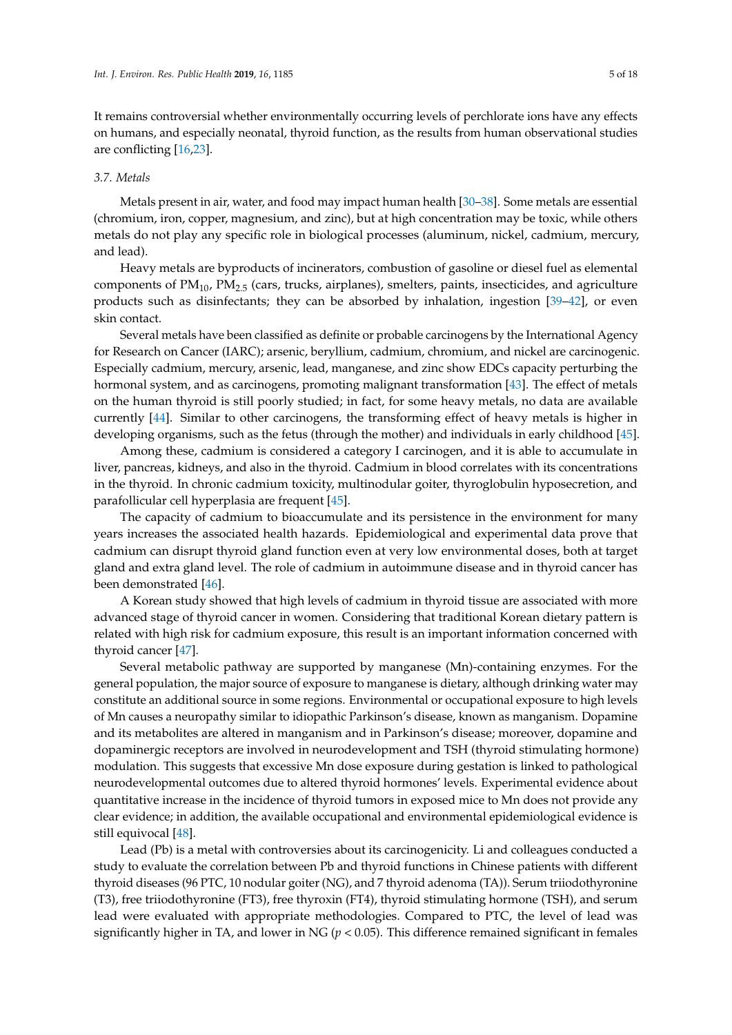It remains controversial whether environmentally occurring levels of perchlorate ions have any effects on humans, and especially neonatal, thyroid function, as the results from human observational studies are conflicting [16,23].

### *3.7. Metals*

Metals present in air, water, and food may impact human health [30–38]. Some metals are essential (chromium, iron, copper, magnesium, and zinc), but at high concentration may be toxic, while others metals do not play any specific role in biological processes (aluminum, nickel, cadmium, mercury, and lead).

Heavy metals are byproducts of incinerators, combustion of gasoline or diesel fuel as elemental components of $PM_{10}$, $PM_{2.5}$ (cars, trucks, airplanes), smelters, paints, insecticides, and agriculture products such as disinfectants; they can be absorbed by inhalation, ingestion [39–42], or even skin contact.

Several metals have been classified as definite or probable carcinogens by the International Agency for Research on Cancer (IARC); arsenic, beryllium, cadmium, chromium, and nickel are carcinogenic. Especially cadmium, mercury, arsenic, lead, manganese, and zinc show EDCs capacity perturbing the hormonal system, and as carcinogens, promoting malignant transformation [43]. The effect of metals on the human thyroid is still poorly studied; in fact, for some heavy metals, no data are available currently [44]. Similar to other carcinogens, the transforming effect of heavy metals is higher in developing organisms, such as the fetus (through the mother) and individuals in early childhood [45].

Among these, cadmium is considered a category I carcinogen, and it is able to accumulate in liver, pancreas, kidneys, and also in the thyroid. Cadmium in blood correlates with its concentrations in the thyroid. In chronic cadmium toxicity, multinodular goiter, thyroglobulin hyposecretion, and parafollicular cell hyperplasia are frequent [45].

The capacity of cadmium to bioaccumulate and its persistence in the environment for many years increases the associated health hazards. Epidemiological and experimental data prove that cadmium can disrupt thyroid gland function even at very low environmental doses, both at target gland and extra gland level. The role of cadmium in autoimmune disease and in thyroid cancer has been demonstrated [46].

A Korean study showed that high levels of cadmium in thyroid tissue are associated with more advanced stage of thyroid cancer in women. Considering that traditional Korean dietary pattern is related with high risk for cadmium exposure, this result is an important information concerned with thyroid cancer [47].

Several metabolic pathway are supported by manganese (Mn)-containing enzymes. For the general population, the major source of exposure to manganese is dietary, although drinking water may constitute an additional source in some regions. Environmental or occupational exposure to high levels of Mn causes a neuropathy similar to idiopathic Parkinson's disease, known as manganism. Dopamine and its metabolites are altered in manganism and in Parkinson's disease; moreover, dopamine and dopaminergic receptors are involved in neurodevelopment and TSH (thyroid stimulating hormone) modulation. This suggests that excessive Mn dose exposure during gestation is linked to pathological neurodevelopmental outcomes due to altered thyroid hormones' levels. Experimental evidence about quantitative increase in the incidence of thyroid tumors in exposed mice to Mn does not provide any clear evidence; in addition, the available occupational and environmental epidemiological evidence is still equivocal [48].

Lead (Pb) is a metal with controversies about its carcinogenicity. Li and colleagues conducted a study to evaluate the correlation between Pb and thyroid functions in Chinese patients with different thyroid diseases (96 PTC, 10 nodular goiter (NG), and 7 thyroid adenoma (TA)). Serum triiodothyronine (T3), free triiodothyronine (FT3), free thyroxin (FT4), thyroid stimulating hormone (TSH), and serum lead were evaluated with appropriate methodologies. Compared to PTC, the level of lead was significantly higher in TA, and lower in NG ($p < 0.05$). This difference remained significant in females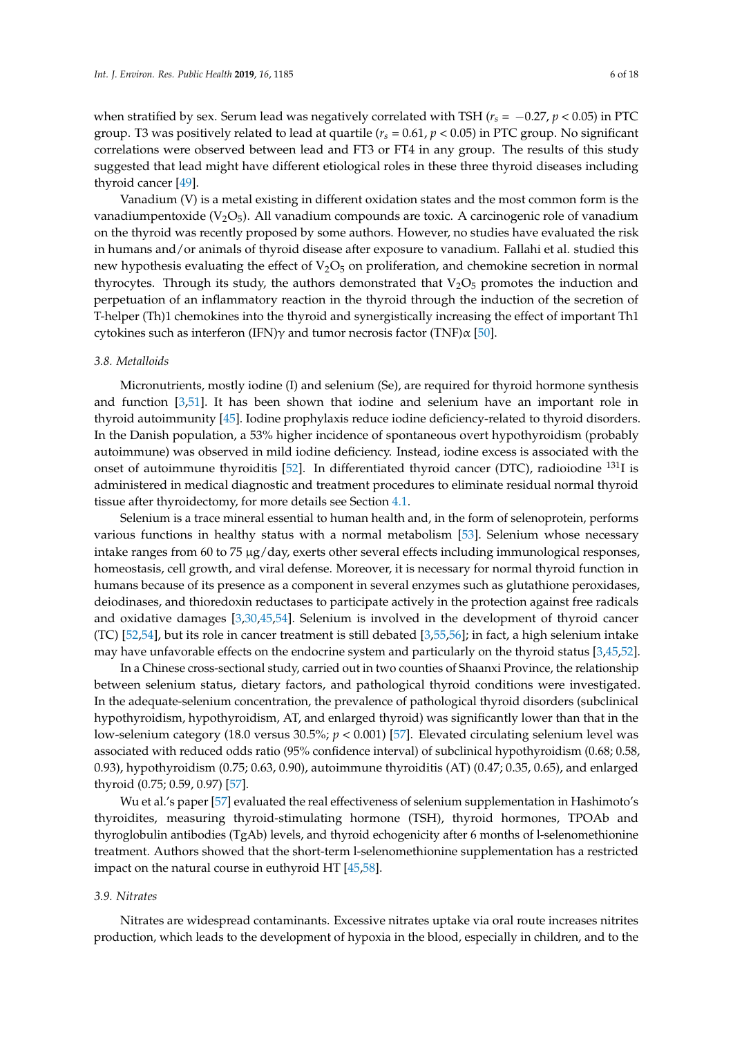when stratified by sex. Serum lead was negatively correlated with TSH ($r_s = -0.27$, $p < 0.05$) in PTC group. T3 was positively related to lead at quartile ($r_s = 0.61$, $p < 0.05$) in PTC group. No significant correlations were observed between lead and FT3 or FT4 in any group. The results of this study suggested that lead might have different etiological roles in these three thyroid diseases including thyroid cancer [49].

Vanadium (V) is a metal existing in different oxidation states and the most common form is the vanadiumpentoxide ($V_2O_5$). All vanadium compounds are toxic. A carcinogenic role of vanadium on the thyroid was recently proposed by some authors. However, no studies have evaluated the risk in humans and/or animals of thyroid disease after exposure to vanadium. Fallahi et al. studied this new hypothesis evaluating the effect of $V_2O_5$ on proliferation, and chemokine secretion in normal thyrocytes. Through its study, the authors demonstrated that $V_2O_5$ promotes the induction and perpetuation of an inflammatory reaction in the thyroid through the induction of the secretion of T-helper (Th)1 chemokines into the thyroid and synergistically increasing the effect of important Th1 cytokines such as interferon (IFN)$\gamma$ and tumor necrosis factor (TNF)$\alpha$ [50].

### 3.8. Metalloids

Micronutrients, mostly iodine (I) and selenium (Se), are required for thyroid hormone synthesis and function [3,51]. It has been shown that iodine and selenium have an important role in thyroid autoimmunity [45]. Iodine prophylaxis reduce iodine deficiency-related to thyroid disorders. In the Danish population, a 53% higher incidence of spontaneous overt hypothyroidism (probably autoimmune) was observed in mild iodine deficiency. Instead, iodine excess is associated with the onset of autoimmune thyroiditis [52]. In differentiated thyroid cancer (DTC), radioiodine $^{131}$I is administered in medical diagnostic and treatment procedures to eliminate residual normal thyroid tissue after thyroidectomy, for more details see Section 4.1.

Selenium is a trace mineral essential to human health and, in the form of selenoprotein, performs various functions in healthy status with a normal metabolism [53]. Selenium whose necessary intake ranges from 60 to 75 μg/day, exerts other several effects including immunological responses, homeostasis, cell growth, and viral defense. Moreover, it is necessary for normal thyroid function in humans because of its presence as a component in several enzymes such as glutathione peroxidases, deiodinases, and thioredoxin reductases to participate actively in the protection against free radicals and oxidative damages [3,30,45,54]. Selenium is involved in the development of thyroid cancer (TC) [52,54], but its role in cancer treatment is still debated [3,55,56]; in fact, a high selenium intake may have unfavorable effects on the endocrine system and particularly on the thyroid status [3,45,52].

In a Chinese cross-sectional study, carried out in two counties of Shaanxi Province, the relationship between selenium status, dietary factors, and pathological thyroid conditions were investigated. In the adequate-selenium concentration, the prevalence of pathological thyroid disorders (subclinical hypothyroidism, hypothyroidism, AT, and enlarged thyroid) was significantly lower than that in the low-selenium category (18.0 versus 30.5%; $p < 0.001$) [57]. Elevated circulating selenium level was associated with reduced odds ratio (95% confidence interval) of subclinical hypothyroidism (0.68; 0.58, 0.93), hypothyroidism (0.75; 0.63, 0.90), autoimmune thyroiditis (AT) (0.47; 0.35, 0.65), and enlarged thyroid (0.75; 0.59, 0.97) [57].

Wu et al.'s paper [57] evaluated the real effectiveness of selenium supplementation in Hashimoto's thyroidites, measuring thyroid-stimulating hormone (TSH), thyroid hormones, TPOAb and thyroglobulin antibodies (TgAb) levels, and thyroid echogenicity after 6 months of l-selenomethionine treatment. Authors showed that the short-term l-selenomethionine supplementation has a restricted impact on the natural course in euthyroid HT [45,58].

### 3.9. Nitrates

Nitrates are widespread contaminants. Excessive nitrates uptake via oral route increases nitrites production, which leads to the development of hypoxia in the blood, especially in children, and to the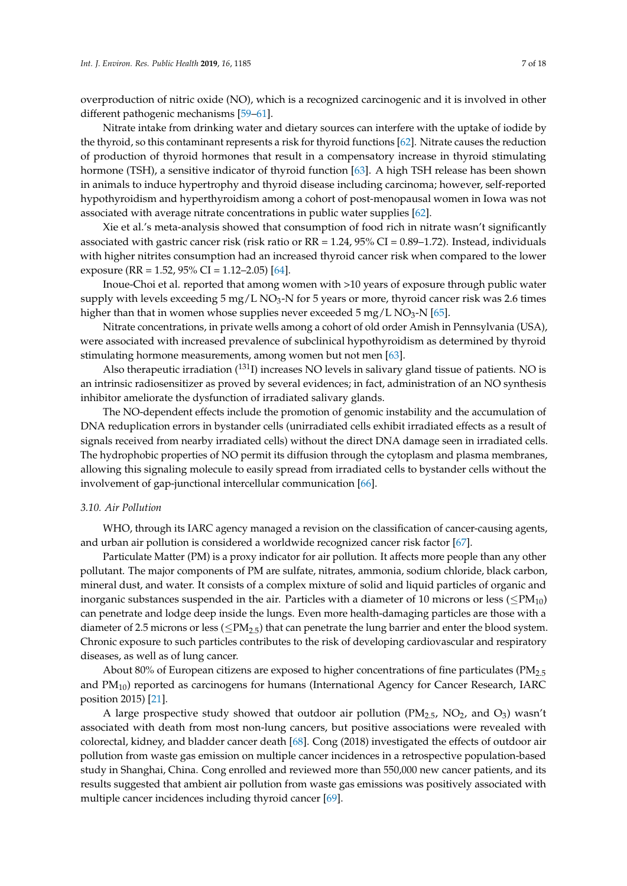overproduction of nitric oxide (NO), which is a recognized carcinogenic and it is involved in other different pathogenic mechanisms [59–61].

Nitrate intake from drinking water and dietary sources can interfere with the uptake of iodide by the thyroid, so this contaminant represents a risk for thyroid functions [62]. Nitrate causes the reduction of production of thyroid hormones that result in a compensatory increase in thyroid stimulating hormone (TSH), a sensitive indicator of thyroid function [63]. A high TSH release has been shown in animals to induce hypertrophy and thyroid disease including carcinoma; however, self-reported hypothyroidism and hyperthyroidism among a cohort of post-menopausal women in Iowa was not associated with average nitrate concentrations in public water supplies [62].

Xie et al.'s meta-analysis showed that consumption of food rich in nitrate wasn't significantly associated with gastric cancer risk (risk ratio or RR = 1.24, 95% CI = 0.89–1.72). Instead, individuals with higher nitrites consumption had an increased thyroid cancer risk when compared to the lower exposure (RR = 1.52, 95% CI = 1.12–2.05) [64].

Inoue-Choi et al. reported that among women with >10 years of exposure through public water supply with levels exceeding 5 mg/L $NO_3$-N for 5 years or more, thyroid cancer risk was 2.6 times higher than that in women whose supplies never exceeded 5 mg/L $NO_3$-N [65].

Nitrate concentrations, in private wells among a cohort of old order Amish in Pennsylvania (USA), were associated with increased prevalence of subclinical hypothyroidism as determined by thyroid stimulating hormone measurements, among women but not men [63].

Also therapeutic irradiation ($^{131}I$) increases NO levels in salivary gland tissue of patients. NO is an intrinsic radiosensitizer as proved by several evidences; in fact, administration of an NO synthesis inhibitor ameliorate the dysfunction of irradiated salivary glands.

The NO-dependent effects include the promotion of genomic instability and the accumulation of DNA reduplication errors in bystander cells (unirradiated cells exhibit irradiated effects as a result of signals received from nearby irradiated cells) without the direct DNA damage seen in irradiated cells. The hydrophobic properties of NO permit its diffusion through the cytoplasm and plasma membranes, allowing this signaling molecule to easily spread from irradiated cells to bystander cells without the involvement of gap-junctional intercellular communication [66].

### 3.10. Air Pollution

WHO, through its IARC agency managed a revision on the classification of cancer-causing agents, and urban air pollution is considered a worldwide recognized cancer risk factor [67].

Particulate Matter (PM) is a proxy indicator for air pollution. It affects more people than any other pollutant. The major components of PM are sulfate, nitrates, ammonia, sodium chloride, black carbon, mineral dust, and water. It consists of a complex mixture of solid and liquid particles of organic and inorganic substances suspended in the air. Particles with a diameter of 10 microns or less ($\leq PM_{10}$) can penetrate and lodge deep inside the lungs. Even more health-damaging particles are those with a diameter of 2.5 microns or less ($\leq PM_{2.5}$) that can penetrate the lung barrier and enter the blood system. Chronic exposure to such particles contributes to the risk of developing cardiovascular and respiratory diseases, as well as of lung cancer.

About 80% of European citizens are exposed to higher concentrations of fine particulates ($PM_{2.5}$ and $PM_{10}$) reported as carcinogens for humans (International Agency for Cancer Research, IARC position 2015) [21].

A large prospective study showed that outdoor air pollution ($PM_{2.5}$, $NO_2$, and $O_3$) wasn't associated with death from most non-lung cancers, but positive associations were revealed with colorectal, kidney, and bladder cancer death [68]. Cong (2018) investigated the effects of outdoor air pollution from waste gas emission on multiple cancer incidences in a retrospective population-based study in Shanghai, China. Cong enrolled and reviewed more than 550,000 new cancer patients, and its results suggested that ambient air pollution from waste gas emissions was positively associated with multiple cancer incidences including thyroid cancer [69].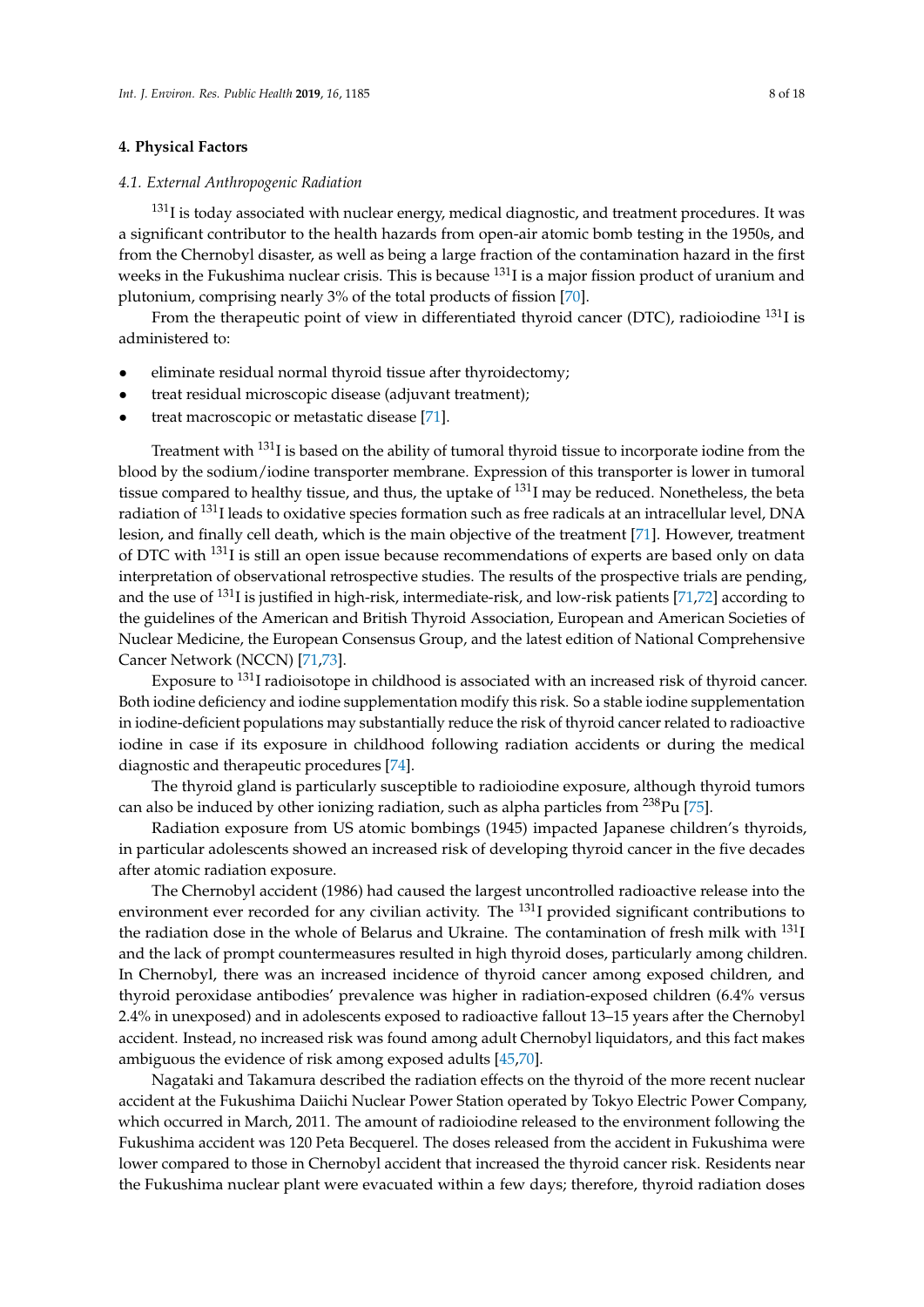## 4. Physical Factors

### 4.1. External Anthropogenic Radiation

$^{131}$I is today associated with nuclear energy, medical diagnostic, and treatment procedures. It was a significant contributor to the health hazards from open-air atomic bomb testing in the 1950s, and from the Chernobyl disaster, as well as being a large fraction of the contamination hazard in the first weeks in the Fukushima nuclear crisis. This is because $^{131}$I is a major fission product of uranium and plutonium, comprising nearly 3% of the total products of fission [70].

From the therapeutic point of view in differentiated thyroid cancer (DTC), radioiodine $^{131}$I is administered to:

- eliminate residual normal thyroid tissue after thyroidectomy;
- treat residual microscopic disease (adjuvant treatment);
- treat macroscopic or metastatic disease [71].

Treatment with $^{131}$I is based on the ability of tumoral thyroid tissue to incorporate iodine from the blood by the sodium/iodine transporter membrane. Expression of this transporter is lower in tumoral tissue compared to healthy tissue, and thus, the uptake of $^{131}$I may be reduced. Nonetheless, the beta radiation of $^{131}$I leads to oxidative species formation such as free radicals at an intracellular level, DNA lesion, and finally cell death, which is the main objective of the treatment [71]. However, treatment of DTC with $^{131}$I is still an open issue because recommendations of experts are based only on data interpretation of observational retrospective studies. The results of the prospective trials are pending, and the use of $^{131}$I is justified in high-risk, intermediate-risk, and low-risk patients [71,72] according to the guidelines of the American and British Thyroid Association, European and American Societies of Nuclear Medicine, the European Consensus Group, and the latest edition of National Comprehensive Cancer Network (NCCN) [71,73].

Exposure to $^{131}$I radioisotope in childhood is associated with an increased risk of thyroid cancer. Both iodine deficiency and iodine supplementation modify this risk. So a stable iodine supplementation in iodine-deficient populations may substantially reduce the risk of thyroid cancer related to radioactive iodine in case if its exposure in childhood following radiation accidents or during the medical diagnostic and therapeutic procedures [74].

The thyroid gland is particularly susceptible to radioiodine exposure, although thyroid tumors can also be induced by other ionizing radiation, such as alpha particles from $^{238}$Pu [75].

Radiation exposure from US atomic bombings (1945) impacted Japanese children's thyroids, in particular adolescents showed an increased risk of developing thyroid cancer in the five decades after atomic radiation exposure.

The Chernobyl accident (1986) had caused the largest uncontrolled radioactive release into the environment ever recorded for any civilian activity. The $^{131}$I provided significant contributions to the radiation dose in the whole of Belarus and Ukraine. The contamination of fresh milk with $^{131}$I and the lack of prompt countermeasures resulted in high thyroid doses, particularly among children. In Chernobyl, there was an increased incidence of thyroid cancer among exposed children, and thyroid peroxidase antibodies' prevalence was higher in radiation-exposed children (6.4% versus 2.4% in unexposed) and in adolescents exposed to radioactive fallout 13–15 years after the Chernobyl accident. Instead, no increased risk was found among adult Chernobyl liquidators, and this fact makes ambiguous the evidence of risk among exposed adults [45,70].

Nagataki and Takamura described the radiation effects on the thyroid of the more recent nuclear accident at the Fukushima Daiichi Nuclear Power Station operated by Tokyo Electric Power Company, which occurred in March, 2011. The amount of radioiodine released to the environment following the Fukushima accident was 120 Peta Becquerel. The doses released from the accident in Fukushima were lower compared to those in Chernobyl accident that increased the thyroid cancer risk. Residents near the Fukushima nuclear plant were evacuated within a few days; therefore, thyroid radiation doses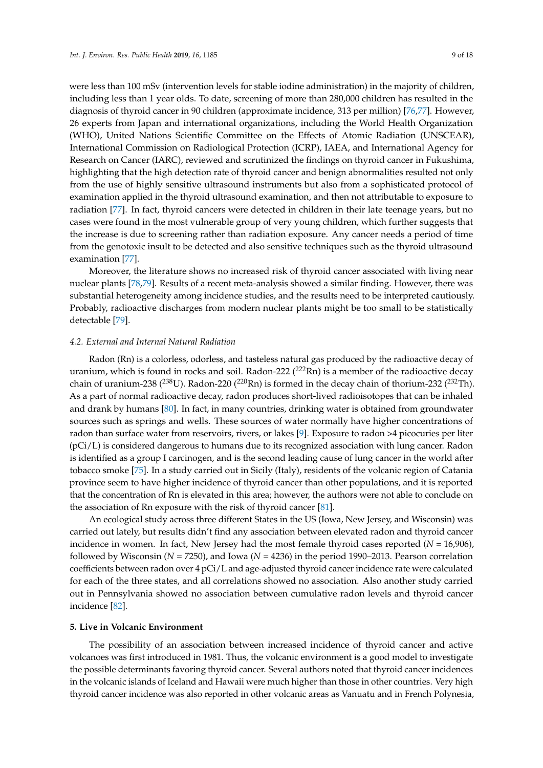were less than 100 mSv (intervention levels for stable iodine administration) in the majority of children, including less than 1 year olds. To date, screening of more than 280,000 children has resulted in the diagnosis of thyroid cancer in 90 children (approximate incidence, 313 per million) [76,77]. However, 26 experts from Japan and international organizations, including the World Health Organization (WHO), United Nations Scientific Committee on the Effects of Atomic Radiation (UNSCEAR), International Commission on Radiological Protection (ICRP), IAEA, and International Agency for Research on Cancer (IARC), reviewed and scrutinized the findings on thyroid cancer in Fukushima, highlighting that the high detection rate of thyroid cancer and benign abnormalities resulted not only from the use of highly sensitive ultrasound instruments but also from a sophisticated protocol of examination applied in the thyroid ultrasound examination, and then not attributable to exposure to radiation [77]. In fact, thyroid cancers were detected in children in their late teenage years, but no cases were found in the most vulnerable group of very young children, which further suggests that the increase is due to screening rather than radiation exposure. Any cancer needs a period of time from the genotoxic insult to be detected and also sensitive techniques such as the thyroid ultrasound examination [77].

Moreover, the literature shows no increased risk of thyroid cancer associated with living near nuclear plants [78,79]. Results of a recent meta-analysis showed a similar finding. However, there was substantial heterogeneity among incidence studies, and the results need to be interpreted cautiously. Probably, radioactive discharges from modern nuclear plants might be too small to be statistically detectable [79].

### 4.2. External and Internal Natural Radiation

Radon (Rn) is a colorless, odorless, and tasteless natural gas produced by the radioactive decay of uranium, which is found in rocks and soil. Radon-222 ($^{222}$Rn) is a member of the radioactive decay chain of uranium-238 ($^{238}$U). Radon-220 ($^{220}$Rn) is formed in the decay chain of thorium-232 ($^{232}$Th). As a part of normal radioactive decay, radon produces short-lived radioisotopes that can be inhaled and drank by humans [80]. In fact, in many countries, drinking water is obtained from groundwater sources such as springs and wells. These sources of water normally have higher concentrations of radon than surface water from reservoirs, rivers, or lakes [9]. Exposure to radon >4 picocuries per liter (pCi/L) is considered dangerous to humans due to its recognized association with lung cancer. Radon is identified as a group I carcinogen, and is the second leading cause of lung cancer in the world after tobacco smoke [75]. In a study carried out in Sicily (Italy), residents of the volcanic region of Catania province seem to have higher incidence of thyroid cancer than other populations, and it is reported that the concentration of Rn is elevated in this area; however, the authors were not able to conclude on the association of Rn exposure with the risk of thyroid cancer [81].

An ecological study across three different States in the US (Iowa, New Jersey, and Wisconsin) was carried out lately, but results didn't find any association between elevated radon and thyroid cancer incidence in women. In fact, New Jersey had the most female thyroid cases reported ($N$ = 16,906), followed by Wisconsin ($N$ = 7250), and Iowa ($N$ = 4236) in the period 1990–2013. Pearson correlation coefficients between radon over 4 pCi/L and age-adjusted thyroid cancer incidence rate were calculated for each of the three states, and all correlations showed no association. Also another study carried out in Pennsylvania showed no association between cumulative radon levels and thyroid cancer incidence [82].

## 5. Live in Volcanic Environment

The possibility of an association between increased incidence of thyroid cancer and active volcanoes was first introduced in 1981. Thus, the volcanic environment is a good model to investigate the possible determinants favoring thyroid cancer. Several authors noted that thyroid cancer incidences in the volcanic islands of Iceland and Hawaii were much higher than those in other countries. Very high thyroid cancer incidence was also reported in other volcanic areas as Vanuatu and in French Polynesia,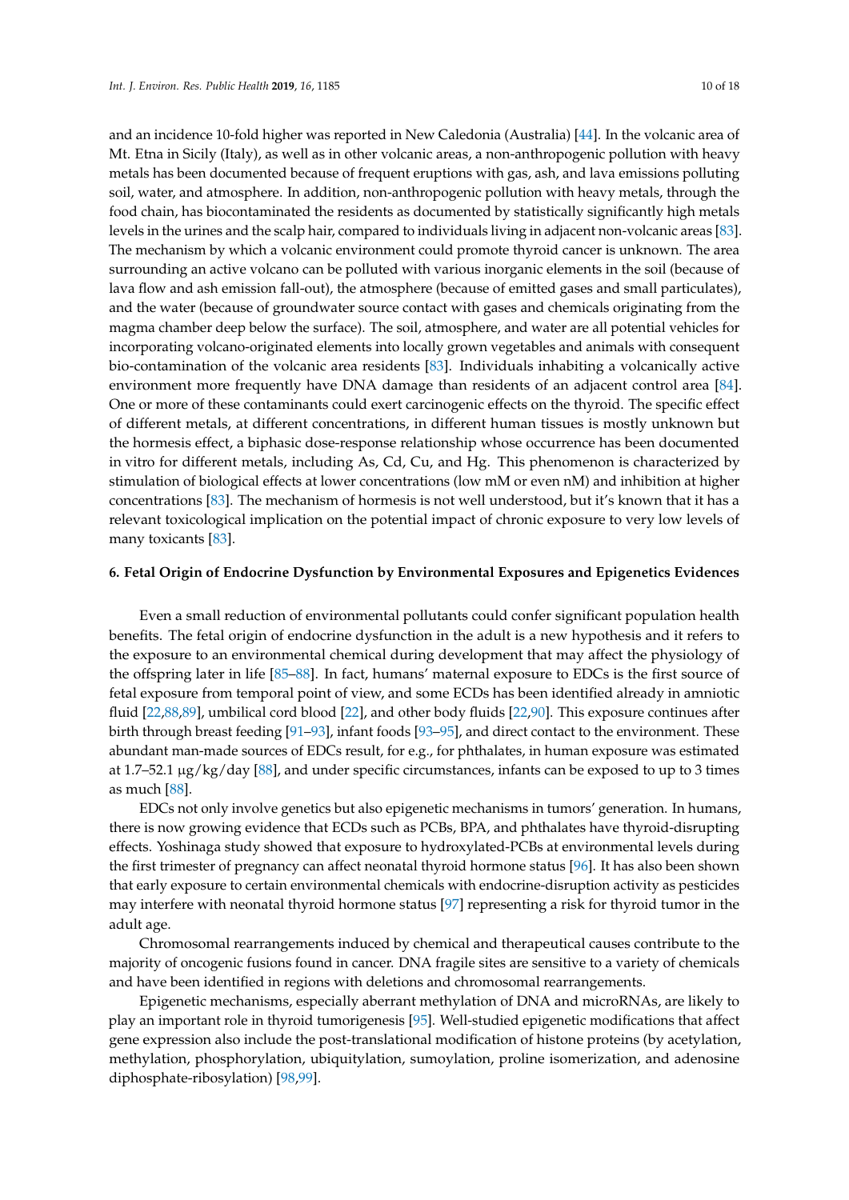and an incidence 10-fold higher was reported in New Caledonia (Australia) [44]. In the volcanic area of Mt. Etna in Sicily (Italy), as well as in other volcanic areas, a non-anthropogenic pollution with heavy metals has been documented because of frequent eruptions with gas, ash, and lava emissions polluting soil, water, and atmosphere. In addition, non-anthropogenic pollution with heavy metals, through the food chain, has biocontaminated the residents as documented by statistically significantly high metals levels in the urines and the scalp hair, compared to individuals living in adjacent non-volcanic areas [83]. The mechanism by which a volcanic environment could promote thyroid cancer is unknown. The area surrounding an active volcano can be polluted with various inorganic elements in the soil (because of lava flow and ash emission fall-out), the atmosphere (because of emitted gases and small particulates), and the water (because of groundwater source contact with gases and chemicals originating from the magma chamber deep below the surface). The soil, atmosphere, and water are all potential vehicles for incorporating volcano-originated elements into locally grown vegetables and animals with consequent bio-contamination of the volcanic area residents [83]. Individuals inhabiting a volcanically active environment more frequently have DNA damage than residents of an adjacent control area [84]. One or more of these contaminants could exert carcinogenic effects on the thyroid. The specific effect of different metals, at different concentrations, in different human tissues is mostly unknown but the hormesis effect, a biphasic dose-response relationship whose occurrence has been documented in vitro for different metals, including As, Cd, Cu, and Hg. This phenomenon is characterized by stimulation of biological effects at lower concentrations (low mM or even nM) and inhibition at higher concentrations [83]. The mechanism of hormesis is not well understood, but it's known that it has a relevant toxicological implication on the potential impact of chronic exposure to very low levels of many toxicants [83].

## 6. Fetal Origin of Endocrine Dysfunction by Environmental Exposures and Epigenetics Evidences

Even a small reduction of environmental pollutants could confer significant population health benefits. The fetal origin of endocrine dysfunction in the adult is a new hypothesis and it refers to the exposure to an environmental chemical during development that may affect the physiology of the offspring later in life [85–88]. In fact, humans' maternal exposure to EDCs is the first source of fetal exposure from temporal point of view, and some ECDs has been identified already in amniotic fluid [22,88,89], umbilical cord blood [22], and other body fluids [22,90]. This exposure continues after birth through breast feeding [91–93], infant foods [93–95], and direct contact to the environment. These abundant man-made sources of EDCs result, for e.g., for phthalates, in human exposure was estimated at 1.7–52.1 μg/kg/day [88], and under specific circumstances, infants can be exposed to up to 3 times as much [88].

EDCs not only involve genetics but also epigenetic mechanisms in tumors' generation. In humans, there is now growing evidence that ECDs such as PCBs, BPA, and phthalates have thyroid-disrupting effects. Yoshinaga study showed that exposure to hydroxylated-PCBs at environmental levels during the first trimester of pregnancy can affect neonatal thyroid hormone status [96]. It has also been shown that early exposure to certain environmental chemicals with endocrine-disruption activity as pesticides may interfere with neonatal thyroid hormone status [97] representing a risk for thyroid tumor in the adult age.

Chromosomal rearrangements induced by chemical and therapeutical causes contribute to the majority of oncogenic fusions found in cancer. DNA fragile sites are sensitive to a variety of chemicals and have been identified in regions with deletions and chromosomal rearrangements.

Epigenetic mechanisms, especially aberrant methylation of DNA and microRNAs, are likely to play an important role in thyroid tumorigenesis [95]. Well-studied epigenetic modifications that affect gene expression also include the post-translational modification of histone proteins (by acetylation, methylation, phosphorylation, ubiquitylation, sumoylation, proline isomerization, and adenosine diphosphate-ribosylation) [98,99].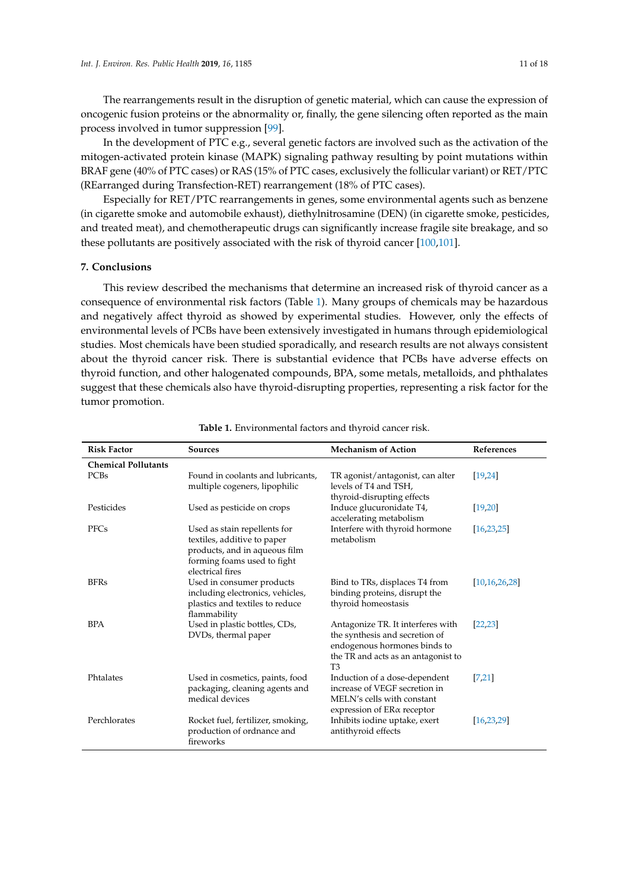The rearrangements result in the disruption of genetic material, which can cause the expression of oncogenic fusion proteins or the abnormality or, finally, the gene silencing often reported as the main process involved in tumor suppression [99].

In the development of PTC e.g., several genetic factors are involved such as the activation of the mitogen-activated protein kinase (MAPK) signaling pathway resulting by point mutations within BRAF gene (40% of PTC cases) or RAS (15% of PTC cases, exclusively the follicular variant) or RET/PTC (REarranged during Transfection-RET) rearrangement (18% of PTC cases).

Especially for RET/PTC rearrangements in genes, some environmental agents such as benzene (in cigarette smoke and automobile exhaust), diethylnitrosamine (DEN) (in cigarette smoke, pesticides, and treated meat), and chemotherapeutic drugs can significantly increase fragile site breakage, and so these pollutants are positively associated with the risk of thyroid cancer [100,101].

## 7. Conclusions

This review described the mechanisms that determine an increased risk of thyroid cancer as a consequence of environmental risk factors (Table 1). Many groups of chemicals may be hazardous and negatively affect thyroid as showed by experimental studies. However, only the effects of environmental levels of PCBs have been extensively investigated in humans through epidemiological studies. Most chemicals have been studied sporadically, and research results are not always consistent about the thyroid cancer risk. There is substantial evidence that PCBs have adverse effects on thyroid function, and other halogenated compounds, BPA, some metals, metalloids, and phthalates suggest that these chemicals also have thyroid-disrupting properties, representing a risk factor for the tumor promotion.

**Table 1.** Environmental factors and thyroid cancer risk.

| Risk Factor | Sources | Mechanism of Action | References |
|---|---|---|---|
| **Chemical Pollutants** | | | |
| PCBs | Found in coolants and lubricants, multiple cogeners, lipophilic | TR agonist/antagonist, can alter levels of T4 and TSH, thyroid-disrupting effects | [19,24] |
| Pesticides | Used as pesticide on crops | Induce glucuronidate T4, accelerating metabolism | [19,20] |
| PFCs | Used as stain repellents for textiles, additive to paper products, and in aqueous film forming foams used to fight electrical fires | Interfere with thyroid hormone metabolism | [16,23,25] |
| BFRs | Used in consumer products including electronics, vehicles, plastics and textiles to reduce flammability | Bind to TRs, displaces T4 from binding proteins, disrupt the thyroid homeostasis | [10,16,26,28] |
| BPA | Used in plastic bottles, CDs, DVDs, thermal paper | Antagonize TR. It interferes with the synthesis and secretion of endogenous hormones binds to the TR and acts as an antagonist to T3 | [22,23] |
| Phtalates | Used in cosmetics, paints, food packaging, cleaning agents and medical devices | Induction of a dose-dependent increase of VEGF secretion in MELN's cells with constant expression of ERα receptor | [7,21] |
| Perchlorates | Rocket fuel, fertilizer, smoking, production of ordnance and fireworks | Inhibits iodine uptake, exert antithyroid effects | [16,23,29] |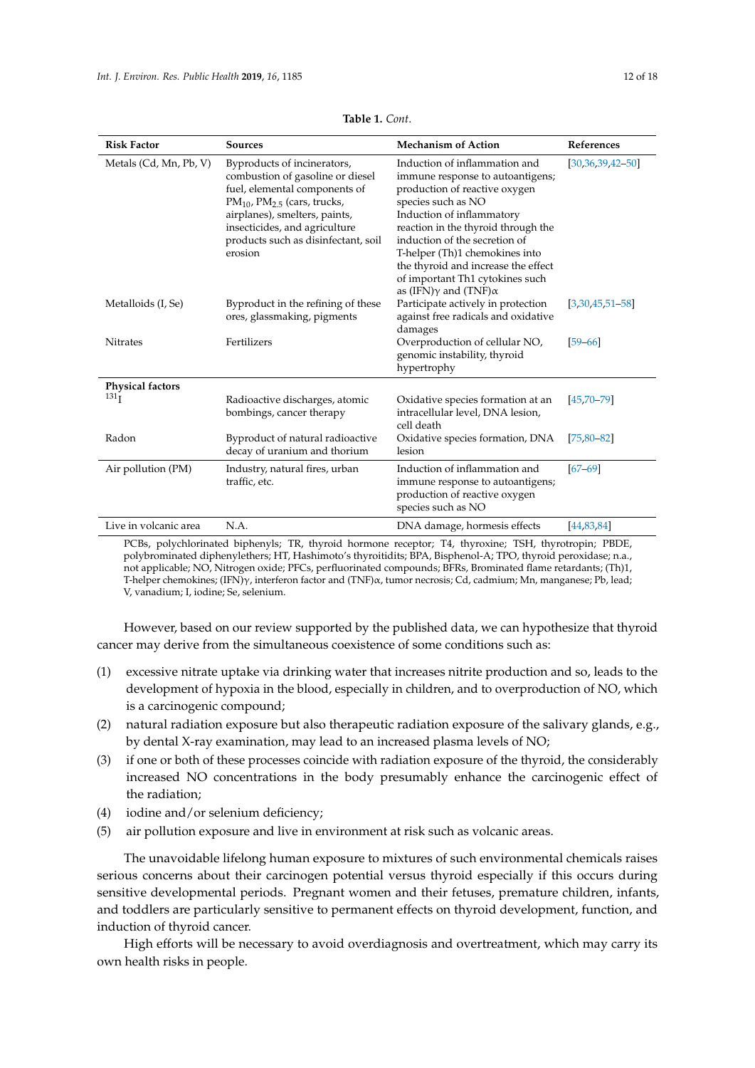**Table 1.** *Cont.*

| Risk Factor | Sources | Mechanism of Action | References |
|---|---|---|---|
| Metals (Cd, Mn, Pb, V) | Byproducts of incinerators, combustion of gasoline or diesel fuel, elemental components of $PM_{10}$, $PM_{2.5}$ (cars, trucks, airplanes), smelters, paints, insecticides, and agriculture products such as disinfectant, soil erosion | Induction of inflammation and immune response to autoantigens; production of reactive oxygen species such as NO Induction of inflammatory reaction in the thyroid through the induction of the secretion of T-helper (Th)1 chemokines into the thyroid and increase the effect of important Th1 cytokines such as (IFN)γ and (TNF)α | [30,36,39,42–50] |
| Metalloids (I, Se) | Byproduct in the refining of these ores, glassmaking, pigments | Participate actively in protection against free radicals and oxidative damages | [3,30,45,51–58] |
| Nitrates | Fertilizers | Overproduction of cellular NO, genomic instability, thyroid hypertrophy | [59–66] |
| **Physical factors** | | | |
| $^{131}I$ | Radioactive discharges, atomic bombings, cancer therapy | Oxidative species formation at an intracellular level, DNA lesion, cell death | [45,70–79] |
| Radon | Byproduct of natural radioactive decay of uranium and thorium | Oxidative species formation, DNA lesion | [75,80–82] |
| Air pollution (PM) | Industry, natural fires, urban traffic, etc. | Induction of inflammation and immune response to autoantigens; production of reactive oxygen species such as NO | [67–69] |
| Live in volcanic area | N.A. | DNA damage, hormesis effects | [44,83,84] |

PCBs, polychlorinated biphenyls; TR, thyroid hormone receptor; T4, thyroxine; TSH, thyrotropin; PBDE, polybrominated diphenylethers; HT, Hashimoto's thyroiditids; BPA, Bisphenol-A; TPO, thyroid peroxidase; n.a., not applicable; NO, Nitrogen oxide; PFCs, perfluorinated compounds; BFRs, Brominated flame retardants; (Th)1, T-helper chemokines; (IFN)γ, interferon factor and (TNF)α, tumor necrosis; Cd, cadmium; Mn, manganese; Pb, lead; V, vanadium; I, iodine; Se, selenium.

However, based on our review supported by the published data, we can hypothesize that thyroid cancer may derive from the simultaneous coexistence of some conditions such as:

(1) excessive nitrate uptake via drinking water that increases nitrite production and so, leads to the development of hypoxia in the blood, especially in children, and to overproduction of NO, which is a carcinogenic compound;
(2) natural radiation exposure but also therapeutic radiation exposure of the salivary glands, e.g., by dental X-ray examination, may lead to an increased plasma levels of NO;
(3) if one or both of these processes coincide with radiation exposure of the thyroid, the considerably increased NO concentrations in the body presumably enhance the carcinogenic effect of the radiation;
(4) iodine and/or selenium deficiency;
(5) air pollution exposure and live in environment at risk such as volcanic areas.

The unavoidable lifelong human exposure to mixtures of such environmental chemicals raises serious concerns about their carcinogen potential versus thyroid especially if this occurs during sensitive developmental periods. Pregnant women and their fetuses, premature children, infants, and toddlers are particularly sensitive to permanent effects on thyroid development, function, and induction of thyroid cancer.

High efforts will be necessary to avoid overdiagnosis and overtreatment, which may carry its own health risks in people.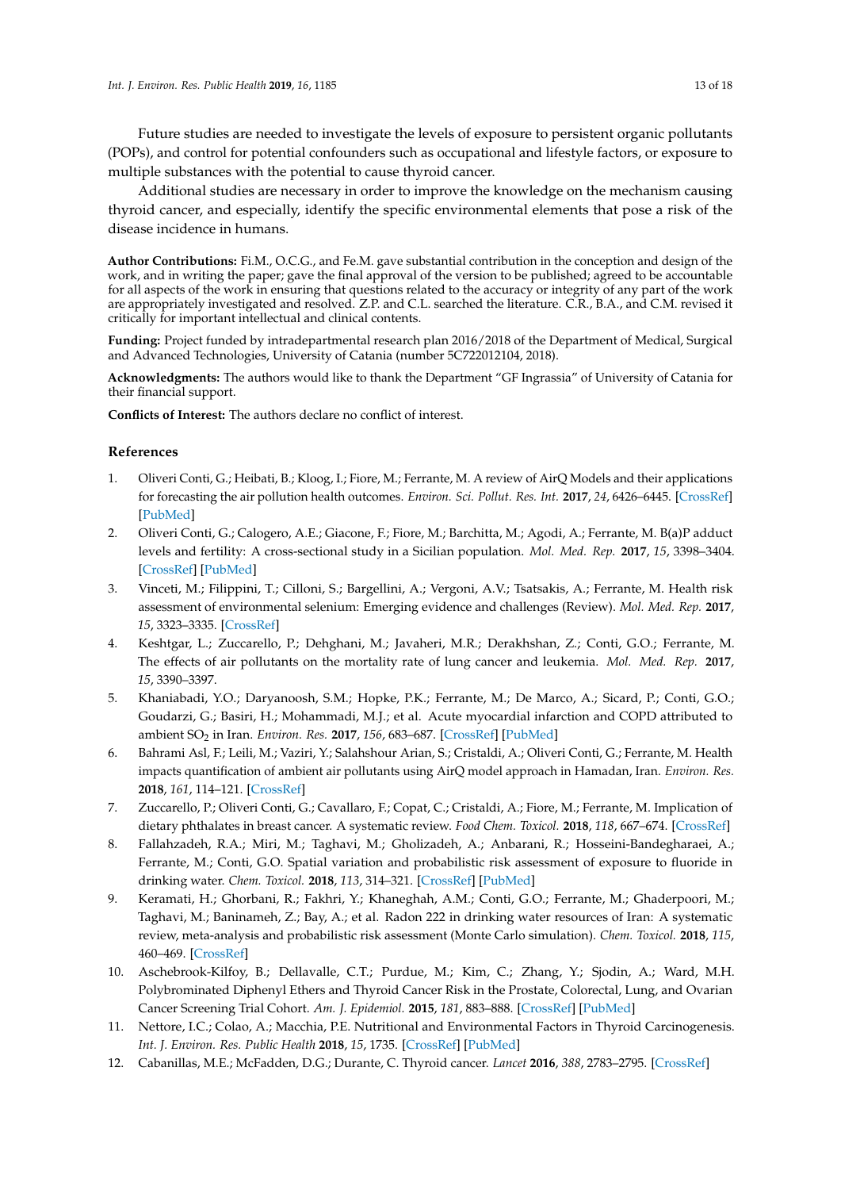Future studies are needed to investigate the levels of exposure to persistent organic pollutants (POPs), and control for potential confounders such as occupational and lifestyle factors, or exposure to multiple substances with the potential to cause thyroid cancer.

Additional studies are necessary in order to improve the knowledge on the mechanism causing thyroid cancer, and especially, identify the specific environmental elements that pose a risk of the disease incidence in humans.

**Author Contributions:** Fi.M., O.C.G., and Fe.M. gave substantial contribution in the conception and design of the work, and in writing the paper; gave the final approval of the version to be published; agreed to be accountable for all aspects of the work in ensuring that questions related to the accuracy or integrity of any part of the work are appropriately investigated and resolved. Z.P. and C.L. searched the literature. C.R., B.A., and C.M. revised it critically for important intellectual and clinical contents.

**Funding:** Project funded by intradepartmental research plan 2016/2018 of the Department of Medical, Surgical and Advanced Technologies, University of Catania (number 5C722012104, 2018).

**Acknowledgments:** The authors would like to thank the Department "GF Ingrassia" of University of Catania for their financial support.

**Conflicts of Interest:** The authors declare no conflict of interest.

## References

1. Oliveri Conti, G.; Heibati, B.; Kloog, I.; Fiore, M.; Ferrante, M. A review of AirQ Models and their applications for forecasting the air pollution health outcomes. *Environ. Sci. Pollut. Res. Int.* **2017**, *24*, 6426–6445. [CrossRef] [PubMed]
2. Oliveri Conti, G.; Calogero, A.E.; Giacone, F.; Fiore, M.; Barchitta, M.; Agodi, A.; Ferrante, M. B(a)P adduct levels and fertility: A cross-sectional study in a Sicilian population. *Mol. Med. Rep.* **2017**, *15*, 3398–3404. [CrossRef] [PubMed]
3. Vinceti, M.; Filippini, T.; Cilloni, S.; Bargellini, A.; Vergoni, A.V.; Tsatsakis, A.; Ferrante, M. Health risk assessment of environmental selenium: Emerging evidence and challenges (Review). *Mol. Med. Rep.* **2017**, *15*, 3323–3335. [CrossRef]
4. Keshtgar, L.; Zuccarello, P.; Dehghani, M.; Javaheri, M.R.; Derakhshan, Z.; Conti, G.O.; Ferrante, M. The effects of air pollutants on the mortality rate of lung cancer and leukemia. *Mol. Med. Rep.* **2017**, *15*, 3390–3397.
5. Khaniabadi, Y.O.; Daryanoosh, S.M.; Hopke, P.K.; Ferrante, M.; De Marco, A.; Sicard, P.; Conti, G.O.; Goudarzi, G.; Basiri, H.; Mohammadi, M.J.; et al. Acute myocardial infarction and COPD attributed to ambient $SO_2$ in Iran. *Environ. Res.* **2017**, *156*, 683–687. [CrossRef] [PubMed]
6. Bahrami Asl, F.; Leili, M.; Vaziri, Y.; Salahshour Arian, S.; Cristaldi, A.; Oliveri Conti, G.; Ferrante, M. Health impacts quantification of ambient air pollutants using AirQ model approach in Hamadan, Iran. *Environ. Res.* **2018**, *161*, 114–121. [CrossRef]
7. Zuccarello, P.; Oliveri Conti, G.; Cavallaro, F.; Copat, C.; Cristaldi, A.; Fiore, M.; Ferrante, M. Implication of dietary phthalates in breast cancer. A systematic review. *Food Chem. Toxicol.* **2018**, *118*, 667–674. [CrossRef]
8. Fallahzadeh, R.A.; Miri, M.; Taghavi, M.; Gholizadeh, A.; Anbarani, R.; Hosseini-Bandegharaei, A.; Ferrante, M.; Conti, G.O. Spatial variation and probabilistic risk assessment of exposure to fluoride in drinking water. *Chem. Toxicol.* **2018**, *113*, 314–321. [CrossRef] [PubMed]
9. Keramati, H.; Ghorbani, R.; Fakhri, Y.; Khaneghah, A.M.; Conti, G.O.; Ferrante, M.; Ghaderpoori, M.; Taghavi, M.; Baninameh, Z.; Bay, A.; et al. Radon 222 in drinking water resources of Iran: A systematic review, meta-analysis and probabilistic risk assessment (Monte Carlo simulation). *Chem. Toxicol.* **2018**, *115*, 460–469. [CrossRef]
10. Aschebrook-Kilfoy, B.; Dellavalle, C.T.; Purdue, M.; Kim, C.; Zhang, Y.; Sjodin, A.; Ward, M.H. Polybrominated Diphenyl Ethers and Thyroid Cancer Risk in the Prostate, Colorectal, Lung, and Ovarian Cancer Screening Trial Cohort. *Am. J. Epidemiol.* **2015**, *181*, 883–888. [CrossRef] [PubMed]
11. Nettore, I.C.; Colao, A.; Macchia, P.E. Nutritional and Environmental Factors in Thyroid Carcinogenesis. *Int. J. Environ. Res. Public Health* **2018**, *15*, 1735. [CrossRef] [PubMed]
12. Cabanillas, M.E.; McFadden, D.G.; Durante, C. Thyroid cancer. *Lancet* **2016**, *388*, 2783–2795. [CrossRef]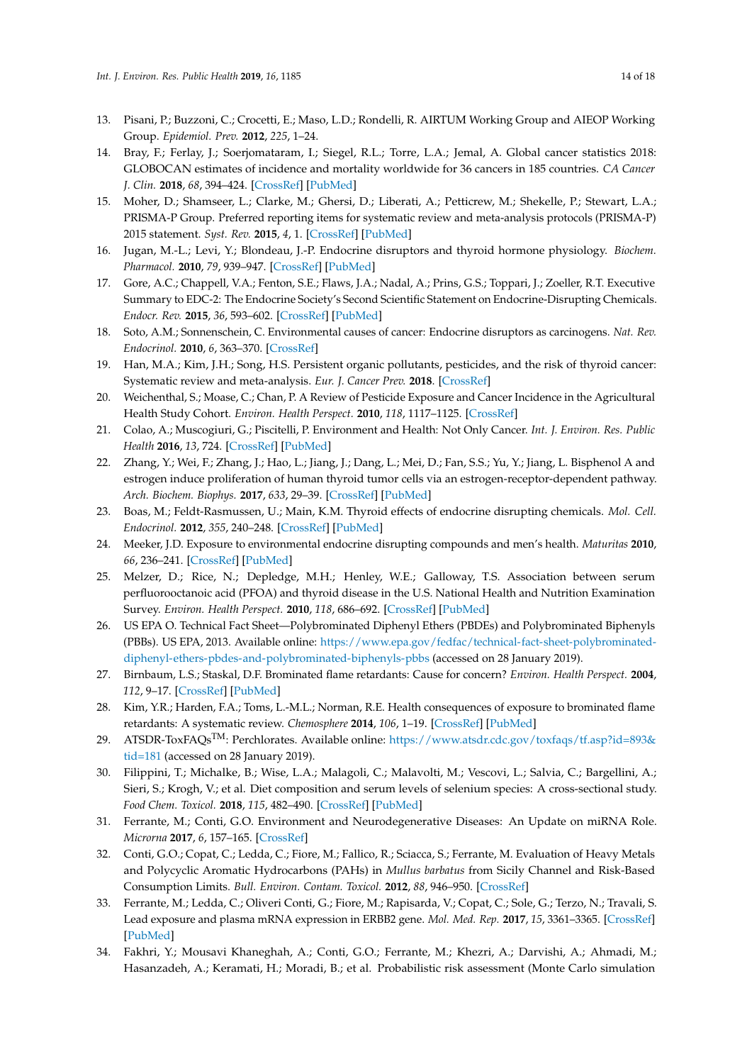13. Pisani, P.; Buzzoni, C.; Crocetti, E.; Maso, L.D.; Rondelli, R. AIRTUM Working Group and AIEOP Working Group. *Epidemiol. Prev.* **2012**, *225*, 1–24.
14. Bray, F.; Ferlay, J.; Soerjomataram, I.; Siegel, R.L.; Torre, L.A.; Jemal, A. Global cancer statistics 2018: GLOBOCAN estimates of incidence and mortality worldwide for 36 cancers in 185 countries. *CA Cancer J. Clin.* **2018**, *68*, 394–424. [CrossRef] [PubMed]
15. Moher, D.; Shamseer, L.; Clarke, M.; Ghersi, D.; Liberati, A.; Petticrew, M.; Shekelle, P.; Stewart, L.A.; PRISMA-P Group. Preferred reporting items for systematic review and meta-analysis protocols (PRISMA-P) 2015 statement. *Syst. Rev.* **2015**, *4*, 1. [CrossRef] [PubMed]
16. Jugan, M.-L.; Levi, Y.; Blondeau, J.-P. Endocrine disruptors and thyroid hormone physiology. *Biochem. Pharmacol.* **2010**, *79*, 939–947. [CrossRef] [PubMed]
17. Gore, A.C.; Chappell, V.A.; Fenton, S.E.; Flaws, J.A.; Nadal, A.; Prins, G.S.; Toppari, J.; Zoeller, R.T. Executive Summary to EDC-2: The Endocrine Society's Second Scientific Statement on Endocrine-Disrupting Chemicals. *Endocr. Rev.* **2015**, *36*, 593–602. [CrossRef] [PubMed]
18. Soto, A.M.; Sonnenschein, C. Environmental causes of cancer: Endocrine disruptors as carcinogens. *Nat. Rev. Endocrinol.* **2010**, *6*, 363–370. [CrossRef]
19. Han, M.A.; Kim, J.H.; Song, H.S. Persistent organic pollutants, pesticides, and the risk of thyroid cancer: Systematic review and meta-analysis. *Eur. J. Cancer Prev.* **2018**. [CrossRef]
20. Weichenthal, S.; Moase, C.; Chan, P. A Review of Pesticide Exposure and Cancer Incidence in the Agricultural Health Study Cohort. *Environ. Health Perspect.* **2010**, *118*, 1117–1125. [CrossRef]
21. Colao, A.; Muscogiuri, G.; Piscitelli, P. Environment and Health: Not Only Cancer. *Int. J. Environ. Res. Public Health* **2016**, *13*, 724. [CrossRef] [PubMed]
22. Zhang, Y.; Wei, F.; Zhang, J.; Hao, L.; Jiang, J.; Dang, L.; Mei, D.; Fan, S.S.; Yu, Y.; Jiang, L. Bisphenol A and estrogen induce proliferation of human thyroid tumor cells via an estrogen-receptor-dependent pathway. *Arch. Biochem. Biophys.* **2017**, *633*, 29–39. [CrossRef] [PubMed]
23. Boas, M.; Feldt-Rasmussen, U.; Main, K.M. Thyroid effects of endocrine disrupting chemicals. *Mol. Cell. Endocrinol.* **2012**, *355*, 240–248. [CrossRef] [PubMed]
24. Meeker, J.D. Exposure to environmental endocrine disrupting compounds and men's health. *Maturitas* **2010**, *66*, 236–241. [CrossRef] [PubMed]
25. Melzer, D.; Rice, N.; Depledge, M.H.; Henley, W.E.; Galloway, T.S. Association between serum perfluorooctanoic acid (PFOA) and thyroid disease in the U.S. National Health and Nutrition Examination Survey. *Environ. Health Perspect.* **2010**, *118*, 686–692. [CrossRef] [PubMed]
26. US EPA O. Technical Fact Sheet—Polybrominated Diphenyl Ethers (PBDEs) and Polybrominated Biphenyls (PBBs). US EPA, 2013. Available online: https://www.epa.gov/fedfac/technical-fact-sheet-polybrominated-diphenyl-ethers-pbdes-and-polybrominated-biphenyls-pbbs (accessed on 28 January 2019).
27. Birnbaum, L.S.; Staskal, D.F. Brominated flame retardants: Cause for concern? *Environ. Health Perspect.* **2004**, *112*, 9–17. [CrossRef] [PubMed]
28. Kim, Y.R.; Harden, F.A.; Toms, L.-M.L.; Norman, R.E. Health consequences of exposure to brominated flame retardants: A systematic review. *Chemosphere* **2014**, *106*, 1–19. [CrossRef] [PubMed]
29. ATSDR-ToxFAQs™: Perchlorates. Available online: https://www.atsdr.cdc.gov/toxfaqs/tf.asp?id=893&tid=181 (accessed on 28 January 2019).
30. Filippini, T.; Michalke, B.; Wise, L.A.; Malagoli, C.; Malavolti, M.; Vescovi, L.; Salvia, C.; Bargellini, A.; Sieri, S.; Krogh, V.; et al. Diet composition and serum levels of selenium species: A cross-sectional study. *Food Chem. Toxicol.* **2018**, *115*, 482–490. [CrossRef] [PubMed]
31. Ferrante, M.; Conti, G.O. Environment and Neurodegenerative Diseases: An Update on miRNA Role. *Microrna* **2017**, *6*, 157–165. [CrossRef]
32. Conti, G.O.; Copat, C.; Ledda, C.; Fiore, M.; Fallico, R.; Sciacca, S.; Ferrante, M. Evaluation of Heavy Metals and Polycyclic Aromatic Hydrocarbons (PAHs) in *Mullus barbatus* from Sicily Channel and Risk-Based Consumption Limits. *Bull. Environ. Contam. Toxicol.* **2012**, *88*, 946–950. [CrossRef]
33. Ferrante, M.; Ledda, C.; Oliveri Conti, G.; Fiore, M.; Rapisarda, V.; Copat, C.; Sole, G.; Terzo, N.; Travali, S. Lead exposure and plasma mRNA expression in ERBB2 gene. *Mol. Med. Rep.* **2017**, *15*, 3361–3365. [CrossRef] [PubMed]
34. Fakhri, Y.; Mousavi Khaneghah, A.; Conti, G.O.; Ferrante, M.; Khezri, A.; Darvishi, A.; Ahmadi, M.; Hasanzadeh, A.; Keramati, H.; Moradi, B.; et al. Probabilistic risk assessment (Monte Carlo simulation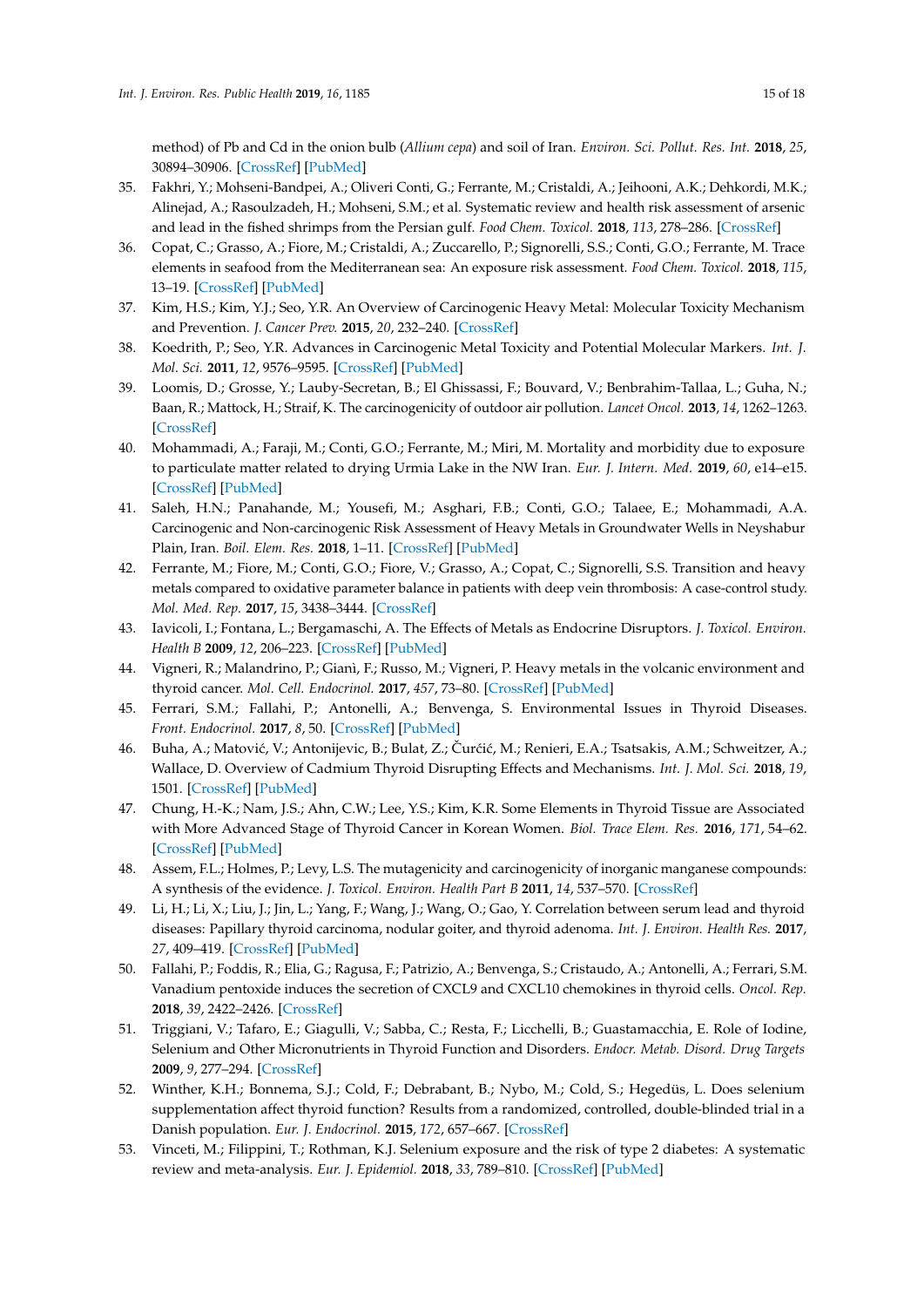method) of Pb and Cd in the onion bulb (*Allium cepa*) and soil of Iran. *Environ. Sci. Pollut. Res. Int.* **2018**, *25*, 30894–30906. [CrossRef] [PubMed]

35. Fakhri, Y.; Mohseni-Bandpei, A.; Oliveri Conti, G.; Ferrante, M.; Cristaldi, A.; Jeihooni, A.K.; Dehkordi, M.K.; Alinejad, A.; Rasoulzadeh, H.; Mohseni, S.M.; et al. Systematic review and health risk assessment of arsenic and lead in the fished shrimps from the Persian gulf. *Food Chem. Toxicol.* **2018**, *113*, 278–286. [CrossRef]
36. Copat, C.; Grasso, A.; Fiore, M.; Cristaldi, A.; Zuccarello, P.; Signorelli, S.S.; Conti, G.O.; Ferrante, M. Trace elements in seafood from the Mediterranean sea: An exposure risk assessment. *Food Chem. Toxicol.* **2018**, *115*, 13–19. [CrossRef] [PubMed]
37. Kim, H.S.; Kim, Y.J.; Seo, Y.R. An Overview of Carcinogenic Heavy Metal: Molecular Toxicity Mechanism and Prevention. *J. Cancer Prev.* **2015**, *20*, 232–240. [CrossRef]
38. Koedrith, P.; Seo, Y.R. Advances in Carcinogenic Metal Toxicity and Potential Molecular Markers. *Int. J. Mol. Sci.* **2011**, *12*, 9576–9595. [CrossRef] [PubMed]
39. Loomis, D.; Grosse, Y.; Lauby-Secretan, B.; El Ghissassi, F.; Bouvard, V.; Benbrahim-Tallaa, L.; Guha, N.; Baan, R.; Mattock, H.; Straif, K. The carcinogenicity of outdoor air pollution. *Lancet Oncol.* **2013**, *14*, 1262–1263. [CrossRef]
40. Mohammadi, A.; Faraji, M.; Conti, G.O.; Ferrante, M.; Miri, M. Mortality and morbidity due to exposure to particulate matter related to drying Urmia Lake in the NW Iran. *Eur. J. Intern. Med.* **2019**, *60*, e14–e15. [CrossRef] [PubMed]
41. Saleh, H.N.; Panahande, M.; Yousefi, M.; Asghari, F.B.; Conti, G.O.; Talaee, E.; Mohammadi, A.A. Carcinogenic and Non-carcinogenic Risk Assessment of Heavy Metals in Groundwater Wells in Neyshabur Plain, Iran. *Boil. Elem. Res.* **2018**, 1–11. [CrossRef] [PubMed]
42. Ferrante, M.; Fiore, M.; Conti, G.O.; Fiore, V.; Grasso, A.; Copat, C.; Signorelli, S.S. Transition and heavy metals compared to oxidative parameter balance in patients with deep vein thrombosis: A case-control study. *Mol. Med. Rep.* **2017**, *15*, 3438–3444. [CrossRef]
43. Iavicoli, I.; Fontana, L.; Bergamaschi, A. The Effects of Metals as Endocrine Disruptors. *J. Toxicol. Environ. Health B* **2009**, *12*, 206–223. [CrossRef] [PubMed]
44. Vigneri, R.; Malandrino, P.; Gianì, F.; Russo, M.; Vigneri, P. Heavy metals in the volcanic environment and thyroid cancer. *Mol. Cell. Endocrinol.* **2017**, *457*, 73–80. [CrossRef] [PubMed]
45. Ferrari, S.M.; Fallahi, P.; Antonelli, A.; Benvenga, S. Environmental Issues in Thyroid Diseases. *Front. Endocrinol.* **2017**, *8*, 50. [CrossRef] [PubMed]
46. Buha, A.; Matović, V.; Antonijevic, B.; Bulat, Z.; Čurčić, M.; Renieri, E.A.; Tsatsakis, A.M.; Schweitzer, A.; Wallace, D. Overview of Cadmium Thyroid Disrupting Effects and Mechanisms. *Int. J. Mol. Sci.* **2018**, *19*, 1501. [CrossRef] [PubMed]
47. Chung, H.-K.; Nam, J.S.; Ahn, C.W.; Lee, Y.S.; Kim, K.R. Some Elements in Thyroid Tissue are Associated with More Advanced Stage of Thyroid Cancer in Korean Women. *Biol. Trace Elem. Res.* **2016**, *171*, 54–62. [CrossRef] [PubMed]
48. Assem, F.L.; Holmes, P.; Levy, L.S. The mutagenicity and carcinogenicity of inorganic manganese compounds: A synthesis of the evidence. *J. Toxicol. Environ. Health Part B* **2011**, *14*, 537–570. [CrossRef]
49. Li, H.; Li, X.; Liu, J.; Jin, L.; Yang, F.; Wang, J.; Wang, O.; Gao, Y. Correlation between serum lead and thyroid diseases: Papillary thyroid carcinoma, nodular goiter, and thyroid adenoma. *Int. J. Environ. Health Res.* **2017**, *27*, 409–419. [CrossRef] [PubMed]
50. Fallahi, P.; Foddis, R.; Elia, G.; Ragusa, F.; Patrizio, A.; Benvenga, S.; Cristaudo, A.; Antonelli, A.; Ferrari, S.M. Vanadium pentoxide induces the secretion of CXCL9 and CXCL10 chemokines in thyroid cells. *Oncol. Rep.* **2018**, *39*, 2422–2426. [CrossRef]
51. Triggiani, V.; Tafaro, E.; Giagulli, V.; Sabba, C.; Resta, F.; Licchelli, B.; Guastamacchia, E. Role of Iodine, Selenium and Other Micronutrients in Thyroid Function and Disorders. *Endocr. Metab. Disord. Drug Targets* **2009**, *9*, 277–294. [CrossRef]
52. Winther, K.H.; Bonnema, S.J.; Cold, F.; Debrabant, B.; Nybo, M.; Cold, S.; Hegedüs, L. Does selenium supplementation affect thyroid function? Results from a randomized, controlled, double-blinded trial in a Danish population. *Eur. J. Endocrinol.* **2015**, *172*, 657–667. [CrossRef]
53. Vinceti, M.; Filippini, T.; Rothman, K.J. Selenium exposure and the risk of type 2 diabetes: A systematic review and meta-analysis. *Eur. J. Epidemiol.* **2018**, *33*, 789–810. [CrossRef] [PubMed]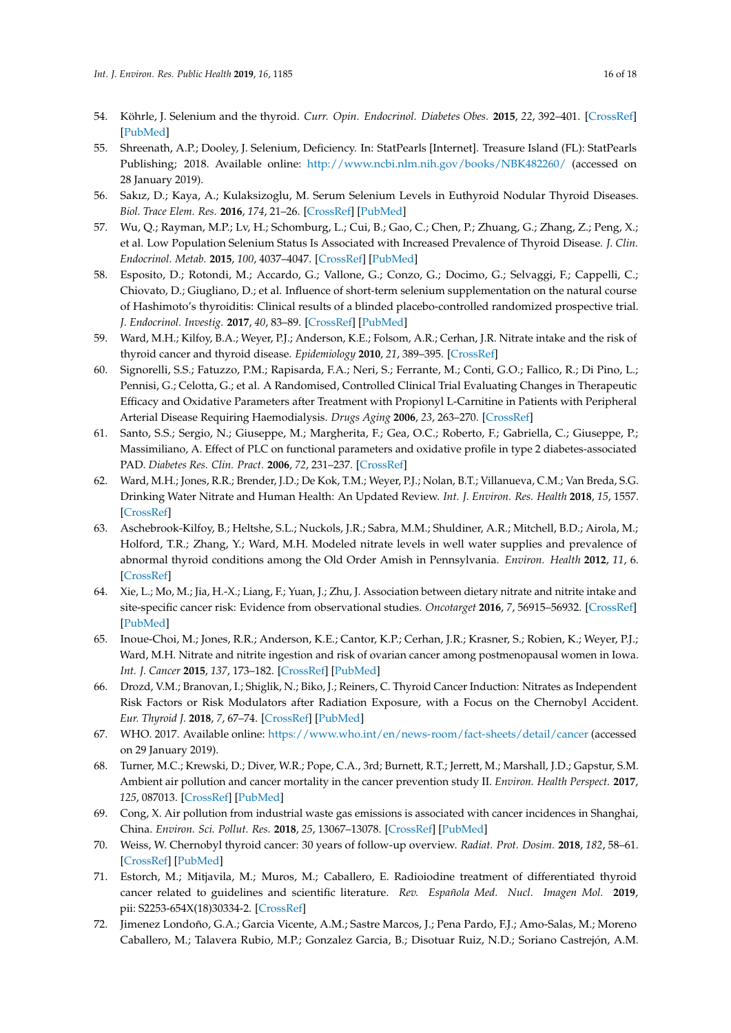54. Köhrle, J. Selenium and the thyroid. *Curr. Opin. Endocrinol. Diabetes Obes.* **2015**, *22*, 392–401. [CrossRef] [PubMed]
55. Shreenath, A.P.; Dooley, J. Selenium, Deficiency. In: StatPearls [Internet]. Treasure Island (FL): StatPearls Publishing; 2018. Available online: http://www.ncbi.nlm.nih.gov/books/NBK482260/ (accessed on 28 January 2019).
56. Sakız, D.; Kaya, A.; Kulaksizoglu, M. Serum Selenium Levels in Euthyroid Nodular Thyroid Diseases. *Biol. Trace Elem. Res.* **2016**, *174*, 21–26. [CrossRef] [PubMed]
57. Wu, Q.; Rayman, M.P.; Lv, H.; Schomburg, L.; Cui, B.; Gao, C.; Chen, P.; Zhuang, G.; Zhang, Z.; Peng, X.; et al. Low Population Selenium Status Is Associated with Increased Prevalence of Thyroid Disease. *J. Clin. Endocrinol. Metab.* **2015**, *100*, 4037–4047. [CrossRef] [PubMed]
58. Esposito, D.; Rotondi, M.; Accardo, G.; Vallone, G.; Conzo, G.; Docimo, G.; Selvaggi, F.; Cappelli, C.; Chiovato, D.; Giugliano, D.; et al. Influence of short-term selenium supplementation on the natural course of Hashimoto's thyroiditis: Clinical results of a blinded placebo-controlled randomized prospective trial. *J. Endocrinol. Investig.* **2017**, *40*, 83–89. [CrossRef] [PubMed]
59. Ward, M.H.; Kilfoy, B.A.; Weyer, P.J.; Anderson, K.E.; Folsom, A.R.; Cerhan, J.R. Nitrate intake and the risk of thyroid cancer and thyroid disease. *Epidemiology* **2010**, *21*, 389–395. [CrossRef]
60. Signorelli, S.S.; Fatuzzo, P.M.; Rapisarda, F.A.; Neri, S.; Ferrante, M.; Conti, G.O.; Fallico, R.; Di Pino, L.; Pennisi, G.; Celotta, G.; et al. A Randomised, Controlled Clinical Trial Evaluating Changes in Therapeutic Efficacy and Oxidative Parameters after Treatment with Propionyl L-Carnitine in Patients with Peripheral Arterial Disease Requiring Haemodialysis. *Drugs Aging* **2006**, *23*, 263–270. [CrossRef]
61. Santo, S.S.; Sergio, N.; Giuseppe, M.; Margherita, F.; Gea, O.C.; Roberto, F.; Gabriella, C.; Giuseppe, P.; Massimiliano, A. Effect of PLC on functional parameters and oxidative profile in type 2 diabetes-associated PAD. *Diabetes Res. Clin. Pract.* **2006**, *72*, 231–237. [CrossRef]
62. Ward, M.H.; Jones, R.R.; Brender, J.D.; De Kok, T.M.; Weyer, P.J.; Nolan, B.T.; Villanueva, C.M.; Van Breda, S.G. Drinking Water Nitrate and Human Health: An Updated Review. *Int. J. Environ. Res. Health* **2018**, *15*, 1557. [CrossRef]
63. Aschebrook-Kilfoy, B.; Heltshe, S.L.; Nuckols, J.R.; Sabra, M.M.; Shuldiner, A.R.; Mitchell, B.D.; Airola, M.; Holford, T.R.; Zhang, Y.; Ward, M.H. Modeled nitrate levels in well water supplies and prevalence of abnormal thyroid conditions among the Old Order Amish in Pennsylvania. *Environ. Health* **2012**, *11*, 6. [CrossRef]
64. Xie, L.; Mo, M.; Jia, H.-X.; Liang, F.; Yuan, J.; Zhu, J. Association between dietary nitrate and nitrite intake and site-specific cancer risk: Evidence from observational studies. *Oncotarget* **2016**, *7*, 56915–56932. [CrossRef] [PubMed]
65. Inoue-Choi, M.; Jones, R.R.; Anderson, K.E.; Cantor, K.P.; Cerhan, J.R.; Krasner, S.; Robien, K.; Weyer, P.J.; Ward, M.H. Nitrate and nitrite ingestion and risk of ovarian cancer among postmenopausal women in Iowa. *Int. J. Cancer* **2015**, *137*, 173–182. [CrossRef] [PubMed]
66. Drozd, V.M.; Branovan, I.; Shiglik, N.; Biko, J.; Reiners, C. Thyroid Cancer Induction: Nitrates as Independent Risk Factors or Risk Modulators after Radiation Exposure, with a Focus on the Chernobyl Accident. *Eur. Thyroid J.* **2018**, *7*, 67–74. [CrossRef] [PubMed]
67. WHO. 2017. Available online: https://www.who.int/en/news-room/fact-sheets/detail/cancer (accessed on 29 January 2019).
68. Turner, M.C.; Krewski, D.; Diver, W.R.; Pope, C.A., 3rd; Burnett, R.T.; Jerrett, M.; Marshall, J.D.; Gapstur, S.M. Ambient air pollution and cancer mortality in the cancer prevention study II. *Environ. Health Perspect.* **2017**, *125*, 087013. [CrossRef] [PubMed]
69. Cong, X. Air pollution from industrial waste gas emissions is associated with cancer incidences in Shanghai, China. *Environ. Sci. Pollut. Res.* **2018**, *25*, 13067–13078. [CrossRef] [PubMed]
70. Weiss, W. Chernobyl thyroid cancer: 30 years of follow-up overview. *Radiat. Prot. Dosim.* **2018**, *182*, 58–61. [CrossRef] [PubMed]
71. Estorch, M.; Mitjavila, M.; Muros, M.; Caballero, E. Radioiodine treatment of differentiated thyroid cancer related to guidelines and scientific literature. *Rev. Española Med. Nucl. Imagen Mol.* **2019**, pii: S2253-654X(18)30334-2. [CrossRef]
72. Jimenez Londoño, G.A.; Garcia Vicente, A.M.; Sastre Marcos, J.; Pena Pardo, F.J.; Amo-Salas, M.; Moreno Caballero, M.; Talavera Rubio, M.P.; Gonzalez Garcia, B.; Disotuar Ruiz, N.D.; Soriano Castrejón, A.M.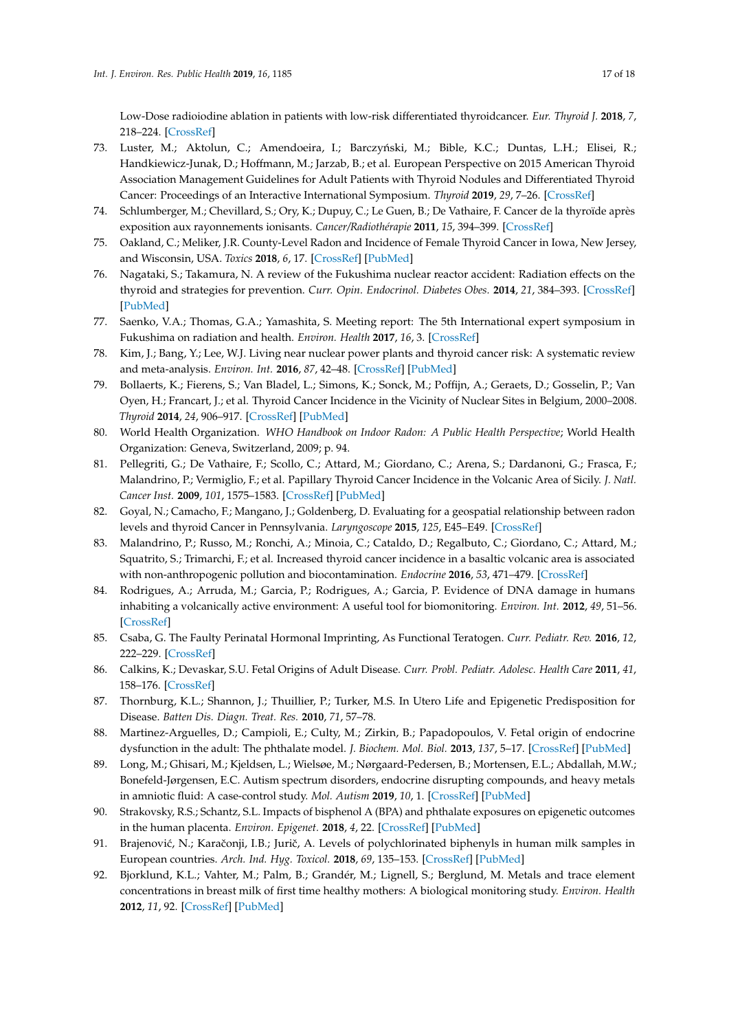Low-Dose radioiodine ablation in patients with low-risk differentiated thyroidcancer. *Eur. Thyroid J.* **2018**, *7*, 218–224. [CrossRef]

73. Luster, M.; Aktolun, C.; Amendoeira, I.; Barczyński, M.; Bible, K.C.; Duntas, L.H.; Elisei, R.; Handkiewicz-Junak, D.; Hoffmann, M.; Jarzab, B.; et al. European Perspective on 2015 American Thyroid Association Management Guidelines for Adult Patients with Thyroid Nodules and Differentiated Thyroid Cancer: Proceedings of an Interactive International Symposium. *Thyroid* **2019**, *29*, 7–26. [CrossRef]
74. Schlumberger, M.; Chevillard, S.; Ory, K.; Dupuy, C.; Le Guen, B.; De Vathaire, F. Cancer de la thyroïde après exposition aux rayonnements ionisants. *Cancer/Radiothérapie* **2011**, *15*, 394–399. [CrossRef]
75. Oakland, C.; Meliker, J.R. County-Level Radon and Incidence of Female Thyroid Cancer in Iowa, New Jersey, and Wisconsin, USA. *Toxics* **2018**, *6*, 17. [CrossRef] [PubMed]
76. Nagataki, S.; Takamura, N. A review of the Fukushima nuclear reactor accident: Radiation effects on the thyroid and strategies for prevention. *Curr. Opin. Endocrinol. Diabetes Obes.* **2014**, *21*, 384–393. [CrossRef] [PubMed]
77. Saenko, V.A.; Thomas, G.A.; Yamashita, S. Meeting report: The 5th International expert symposium in Fukushima on radiation and health. *Environ. Health* **2017**, *16*, 3. [CrossRef]
78. Kim, J.; Bang, Y.; Lee, W.J. Living near nuclear power plants and thyroid cancer risk: A systematic review and meta-analysis. *Environ. Int.* **2016**, *87*, 42–48. [CrossRef] [PubMed]
79. Bollaerts, K.; Fierens, S.; Van Bladel, L.; Simons, K.; Sonck, M.; Poffijn, A.; Geraets, D.; Gosselin, P.; Van Oyen, H.; Francart, J.; et al. Thyroid Cancer Incidence in the Vicinity of Nuclear Sites in Belgium, 2000–2008. *Thyroid* **2014**, *24*, 906–917. [CrossRef] [PubMed]
80. World Health Organization. *WHO Handbook on Indoor Radon: A Public Health Perspective*; World Health Organization: Geneva, Switzerland, 2009; p. 94.
81. Pellegriti, G.; De Vathaire, F.; Scollo, C.; Attard, M.; Giordano, C.; Arena, S.; Dardanoni, G.; Frasca, F.; Malandrino, P.; Vermiglio, F.; et al. Papillary Thyroid Cancer Incidence in the Volcanic Area of Sicily. *J. Natl. Cancer Inst.* **2009**, *101*, 1575–1583. [CrossRef] [PubMed]
82. Goyal, N.; Camacho, F.; Mangano, J.; Goldenberg, D. Evaluating for a geospatial relationship between radon levels and thyroid Cancer in Pennsylvania. *Laryngoscope* **2015**, *125*, E45–E49. [CrossRef]
83. Malandrino, P.; Russo, M.; Ronchi, A.; Minoia, C.; Cataldo, D.; Regalbuto, C.; Giordano, C.; Attard, M.; Squatrito, S.; Trimarchi, F.; et al. Increased thyroid cancer incidence in a basaltic volcanic area is associated with non-anthropogenic pollution and biocontamination. *Endocrine* **2016**, *53*, 471–479. [CrossRef]
84. Rodrigues, A.; Arruda, M.; Garcia, P.; Rodrigues, A.; Garcia, P. Evidence of DNA damage in humans inhabiting a volcanically active environment: A useful tool for biomonitoring. *Environ. Int.* **2012**, *49*, 51–56. [CrossRef]
85. Csaba, G. The Faulty Perinatal Hormonal Imprinting, As Functional Teratogen. *Curr. Pediatr. Rev.* **2016**, *12*, 222–229. [CrossRef]
86. Calkins, K.; Devaskar, S.U. Fetal Origins of Adult Disease. *Curr. Probl. Pediatr. Adolesc. Health Care* **2011**, *41*, 158–176. [CrossRef]
87. Thornburg, K.L.; Shannon, J.; Thuillier, P.; Turker, M.S. In Utero Life and Epigenetic Predisposition for Disease. *Batten Dis. Diagn. Treat. Res.* **2010**, *71*, 57–78.
88. Martinez-Arguelles, D.; Campioli, E.; Culty, M.; Zirkin, B.; Papadopoulos, V. Fetal origin of endocrine dysfunction in the adult: The phthalate model. *J. Biochem. Mol. Biol.* **2013**, *137*, 5–17. [CrossRef] [PubMed]
89. Long, M.; Ghisari, M.; Kjeldsen, L.; Wielsøe, M.; Nørgaard-Pedersen, B.; Mortensen, E.L.; Abdallah, M.W.; Bonefeld-Jørgensen, E.C. Autism spectrum disorders, endocrine disrupting compounds, and heavy metals in amniotic fluid: A case-control study. *Mol. Autism* **2019**, *10*, 1. [CrossRef] [PubMed]
90. Strakovsky, R.S.; Schantz, S.L. Impacts of bisphenol A (BPA) and phthalate exposures on epigenetic outcomes in the human placenta. *Environ. Epigenet.* **2018**, *4*, 22. [CrossRef] [PubMed]
91. Brajenović, N.; Karačonji, I.B.; Jurič, A. Levels of polychlorinated biphenyls in human milk samples in European countries. *Arch. Ind. Hyg. Toxicol.* **2018**, *69*, 135–153. [CrossRef] [PubMed]
92. Bjorklund, K.L.; Vahter, M.; Palm, B.; Grandér, M.; Lignell, S.; Berglund, M. Metals and trace element concentrations in breast milk of first time healthy mothers: A biological monitoring study. *Environ. Health* **2012**, *11*, 92. [CrossRef] [PubMed]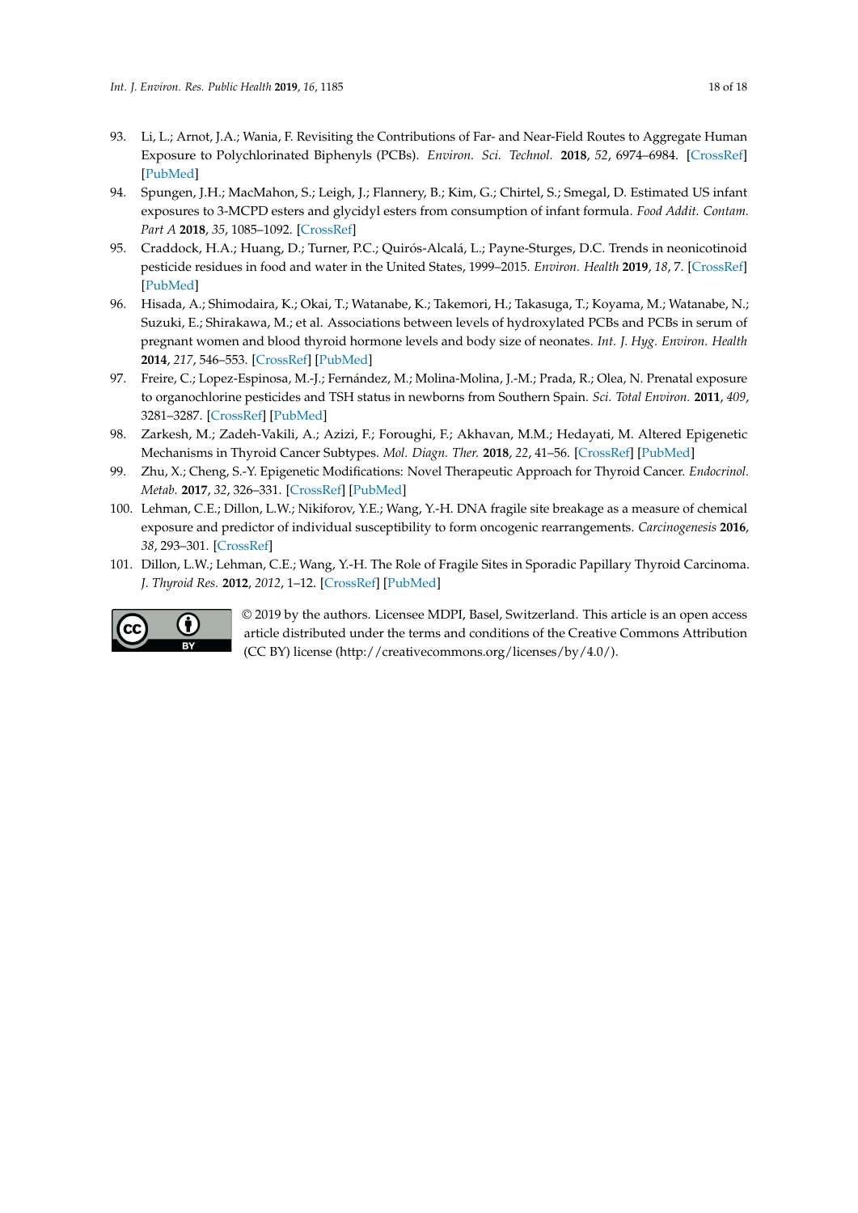93. Li, L.; Arnot, J.A.; Wania, F. Revisiting the Contributions of Far- and Near-Field Routes to Aggregate Human Exposure to Polychlorinated Biphenyls (PCBs). *Environ. Sci. Technol.* **2018**, *52*, 6974–6984. [CrossRef] [PubMed]
94. Spungen, J.H.; MacMahon, S.; Leigh, J.; Flannery, B.; Kim, G.; Chirtel, S.; Smegal, D. Estimated US infant exposures to 3-MCPD esters and glycidyl esters from consumption of infant formula. *Food Addit. Contam. Part A* **2018**, *35*, 1085–1092. [CrossRef]
95. Craddock, H.A.; Huang, D.; Turner, P.C.; Quirós-Alcalá, L.; Payne-Sturges, D.C. Trends in neonicotinoid pesticide residues in food and water in the United States, 1999–2015. *Environ. Health* **2019**, *18*, 7. [CrossRef] [PubMed]
96. Hisada, A.; Shimodaira, K.; Okai, T.; Watanabe, K.; Takemori, H.; Takasuga, T.; Koyama, M.; Watanabe, N.; Suzuki, E.; Shirakawa, M.; et al. Associations between levels of hydroxylated PCBs and PCBs in serum of pregnant women and blood thyroid hormone levels and body size of neonates. *Int. J. Hyg. Environ. Health* **2014**, *217*, 546–553. [CrossRef] [PubMed]
97. Freire, C.; Lopez-Espinosa, M.-J.; Fernández, M.; Molina-Molina, J.-M.; Prada, R.; Olea, N. Prenatal exposure to organochlorine pesticides and TSH status in newborns from Southern Spain. *Sci. Total Environ.* **2011**, *409*, 3281–3287. [CrossRef] [PubMed]
98. Zarkesh, M.; Zadeh-Vakili, A.; Azizi, F.; Foroughi, F.; Akhavan, M.M.; Hedayati, M. Altered Epigenetic Mechanisms in Thyroid Cancer Subtypes. *Mol. Diagn. Ther.* **2018**, *22*, 41–56. [CrossRef] [PubMed]
99. Zhu, X.; Cheng, S.-Y. Epigenetic Modifications: Novel Therapeutic Approach for Thyroid Cancer. *Endocrinol. Metab.* **2017**, *32*, 326–331. [CrossRef] [PubMed]
100. Lehman, C.E.; Dillon, L.W.; Nikiforov, Y.E.; Wang, Y.-H. DNA fragile site breakage as a measure of chemical exposure and predictor of individual susceptibility to form oncogenic rearrangements. *Carcinogenesis* **2016**, *38*, 293–301. [CrossRef]
101. Dillon, L.W.; Lehman, C.E.; Wang, Y.-H. The Role of Fragile Sites in Sporadic Papillary Thyroid Carcinoma. *J. Thyroid Res.* **2012**, *2012*, 1–12. [CrossRef] [PubMed]

© 2019 by the authors. Licensee MDPI, Basel, Switzerland. This article is an open access article distributed under the terms and conditions of the Creative Commons Attribution (CC BY) license (http://creativecommons.org/licenses/by/4.0/).